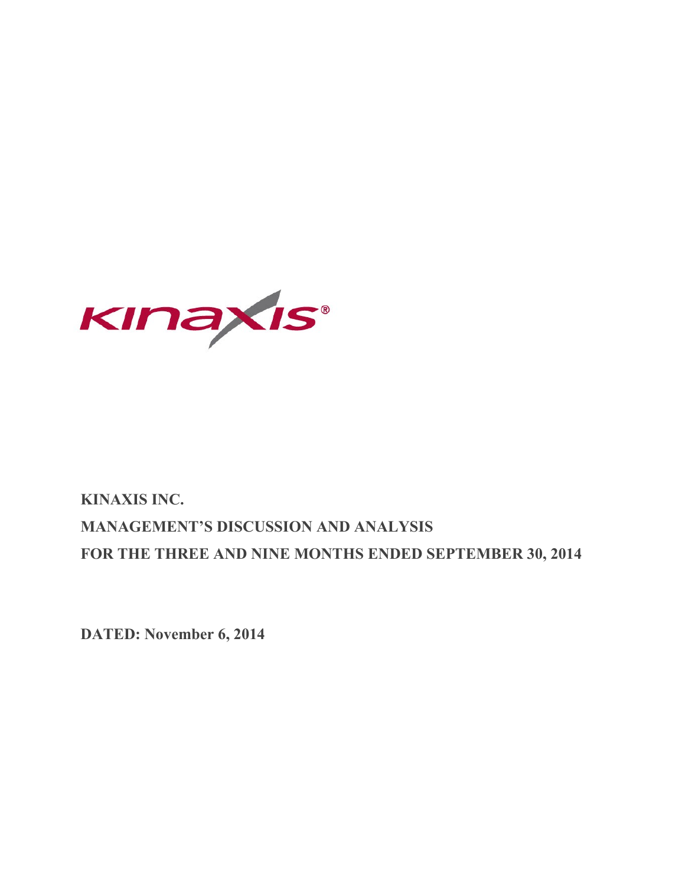# KINAXIS INC.

## MANAGEMENT'S DISCUSSION AND ANALYSIS

## FOR THE THREE AND NINE MONTHS ENDED SEPTEMBER 30, 2014

**DATED: November 6, 2014**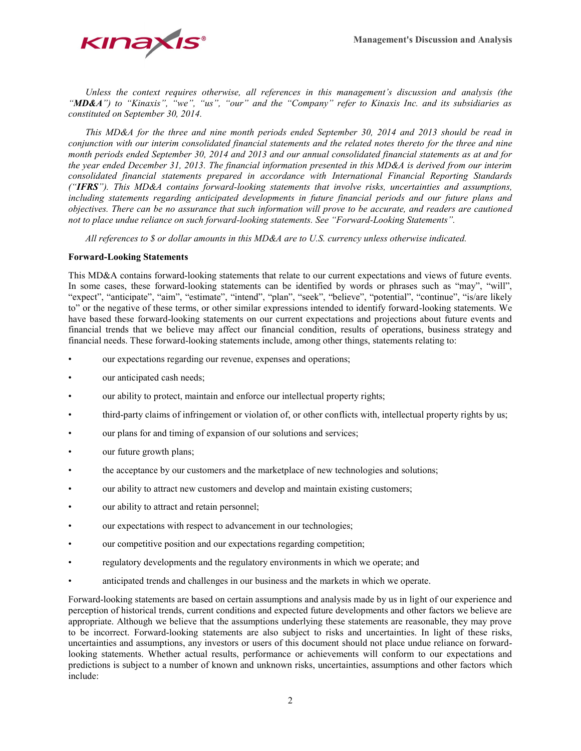*Unless the context requires otherwise, all references in this management's discussion and analysis (the "**MD&A**") to "Kinaxis", "we", "us", "our" and the "Company" refer to Kinaxis Inc. and its subsidiaries as constituted on September 30, 2014.*

*This MD&A for the three and nine month periods ended September 30, 2014 and 2013 should be read in conjunction with our interim consolidated financial statements and the related notes thereto for the three and nine month periods ended September 30, 2014 and 2013 and our annual consolidated financial statements as at and for the year ended December 31, 2013. The financial information presented in this MD&A is derived from our interim consolidated financial statements prepared in accordance with International Financial Reporting Standards ("**IFRS**"). This MD&A contains forward-looking statements that involve risks, uncertainties and assumptions, including statements regarding anticipated developments in future financial periods and our future plans and objectives. There can be no assurance that such information will prove to be accurate, and readers are cautioned not to place undue reliance on such forward-looking statements. See "Forward-Looking Statements".*

*All references to $ or dollar amounts in this MD&A are to U.S. currency unless otherwise indicated.*

**Forward-Looking Statements**

This MD&A contains forward-looking statements that relate to our current expectations and views of future events. In some cases, these forward-looking statements can be identified by words or phrases such as "may", "will", "expect", "anticipate", "aim", "estimate", "intend", "plan", "seek", "believe", "potential", "continue", "is/are likely to" or the negative of these terms, or other similar expressions intended to identify forward-looking statements. We have based these forward-looking statements on our current expectations and projections about future events and financial trends that we believe may affect our financial condition, results of operations, business strategy and financial needs. These forward-looking statements include, among other things, statements relating to:

- our expectations regarding our revenue, expenses and operations;
- our anticipated cash needs;
- our ability to protect, maintain and enforce our intellectual property rights;
- third-party claims of infringement or violation of, or other conflicts with, intellectual property rights by us;
- our plans for and timing of expansion of our solutions and services;
- our future growth plans;
- the acceptance by our customers and the marketplace of new technologies and solutions;
- our ability to attract new customers and develop and maintain existing customers;
- our ability to attract and retain personnel;
- our expectations with respect to advancement in our technologies;
- our competitive position and our expectations regarding competition;
- regulatory developments and the regulatory environments in which we operate; and
- anticipated trends and challenges in our business and the markets in which we operate.

Forward-looking statements are based on certain assumptions and analysis made by us in light of our experience and perception of historical trends, current conditions and expected future developments and other factors we believe are appropriate. Although we believe that the assumptions underlying these statements are reasonable, they may prove to be incorrect. Forward-looking statements are also subject to risks and uncertainties. In light of these risks, uncertainties and assumptions, any investors or users of this document should not place undue reliance on forward-looking statements. Whether actual results, performance or achievements will conform to our expectations and predictions is subject to a number of known and unknown risks, uncertainties, assumptions and other factors which include: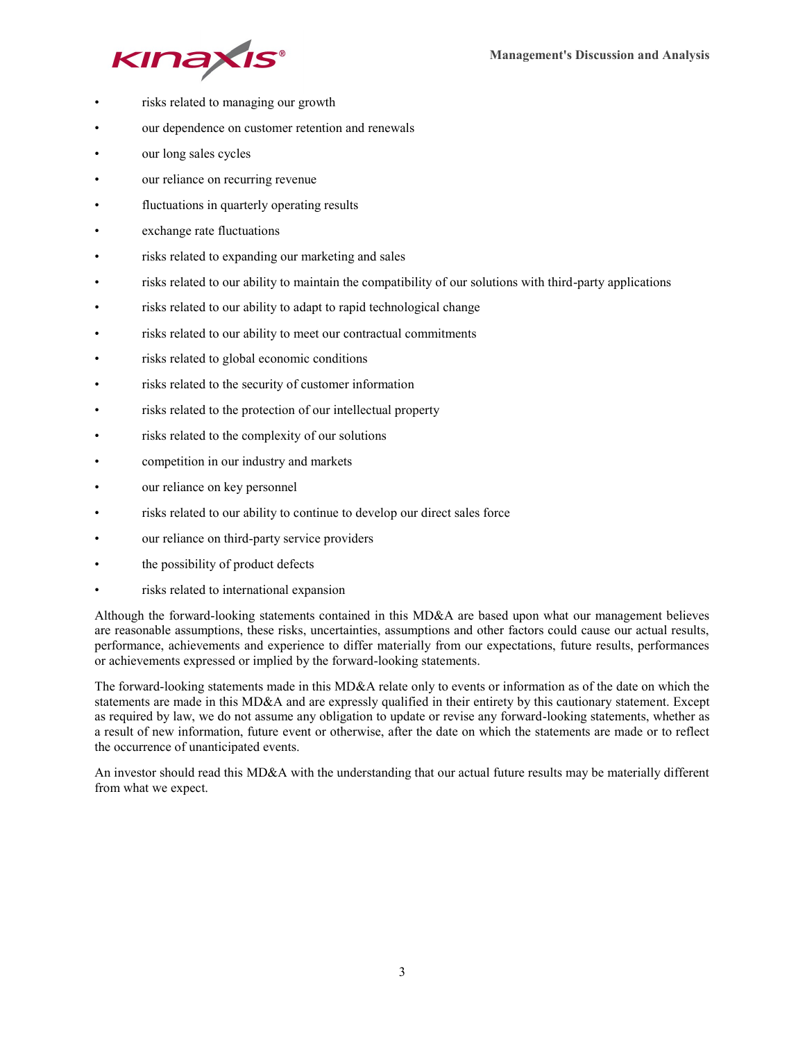- risks related to managing our growth
- our dependence on customer retention and renewals
- our long sales cycles
- our reliance on recurring revenue
- fluctuations in quarterly operating results
- exchange rate fluctuations
- risks related to expanding our marketing and sales
- risks related to our ability to maintain the compatibility of our solutions with third-party applications
- risks related to our ability to adapt to rapid technological change
- risks related to our ability to meet our contractual commitments
- risks related to global economic conditions
- risks related to the security of customer information
- risks related to the protection of our intellectual property
- risks related to the complexity of our solutions
- competition in our industry and markets
- our reliance on key personnel
- risks related to our ability to continue to develop our direct sales force
- our reliance on third-party service providers
- the possibility of product defects
- risks related to international expansion

Although the forward-looking statements contained in this MD&A are based upon what our management believes are reasonable assumptions, these risks, uncertainties, assumptions and other factors could cause our actual results, performance, achievements and experience to differ materially from our expectations, future results, performances or achievements expressed or implied by the forward-looking statements.

The forward-looking statements made in this MD&A relate only to events or information as of the date on which the statements are made in this MD&A and are expressly qualified in their entirety by this cautionary statement. Except as required by law, we do not assume any obligation to update or revise any forward-looking statements, whether as a result of new information, future event or otherwise, after the date on which the statements are made or to reflect the occurrence of unanticipated events.

An investor should read this MD&A with the understanding that our actual future results may be materially different from what we expect.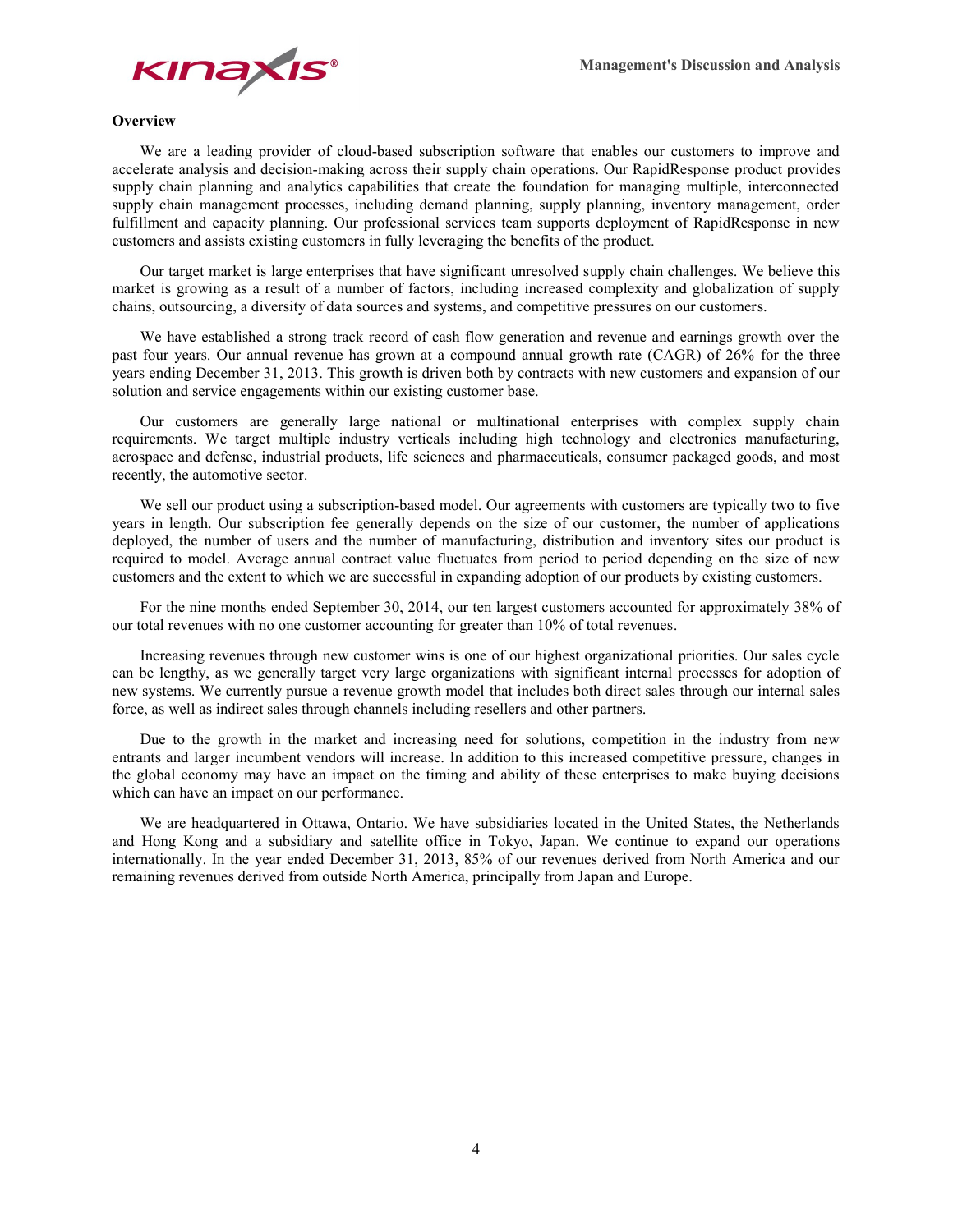## Overview

We are a leading provider of cloud-based subscription software that enables our customers to improve and accelerate analysis and decision-making across their supply chain operations. Our RapidResponse product provides supply chain planning and analytics capabilities that create the foundation for managing multiple, interconnected supply chain management processes, including demand planning, supply planning, inventory management, order fulfillment and capacity planning. Our professional services team supports deployment of RapidResponse in new customers and assists existing customers in fully leveraging the benefits of the product.

Our target market is large enterprises that have significant unresolved supply chain challenges. We believe this market is growing as a result of a number of factors, including increased complexity and globalization of supply chains, outsourcing, a diversity of data sources and systems, and competitive pressures on our customers.

We have established a strong track record of cash flow generation and revenue and earnings growth over the past four years. Our annual revenue has grown at a compound annual growth rate (CAGR) of 26% for the three years ending December 31, 2013. This growth is driven both by contracts with new customers and expansion of our solution and service engagements within our existing customer base.

Our customers are generally large national or multinational enterprises with complex supply chain requirements. We target multiple industry verticals including high technology and electronics manufacturing, aerospace and defense, industrial products, life sciences and pharmaceuticals, consumer packaged goods, and most recently, the automotive sector.

We sell our product using a subscription-based model. Our agreements with customers are typically two to five years in length. Our subscription fee generally depends on the size of our customer, the number of applications deployed, the number of users and the number of manufacturing, distribution and inventory sites our product is required to model. Average annual contract value fluctuates from period to period depending on the size of new customers and the extent to which we are successful in expanding adoption of our products by existing customers.

For the nine months ended September 30, 2014, our ten largest customers accounted for approximately 38% of our total revenues with no one customer accounting for greater than 10% of total revenues.

Increasing revenues through new customer wins is one of our highest organizational priorities. Our sales cycle can be lengthy, as we generally target very large organizations with significant internal processes for adoption of new systems. We currently pursue a revenue growth model that includes both direct sales through our internal sales force, as well as indirect sales through channels including resellers and other partners.

Due to the growth in the market and increasing need for solutions, competition in the industry from new entrants and larger incumbent vendors will increase. In addition to this increased competitive pressure, changes in the global economy may have an impact on the timing and ability of these enterprises to make buying decisions which can have an impact on our performance.

We are headquartered in Ottawa, Ontario. We have subsidiaries located in the United States, the Netherlands and Hong Kong and a subsidiary and satellite office in Tokyo, Japan. We continue to expand our operations internationally. In the year ended December 31, 2013, 85% of our revenues derived from North America and our remaining revenues derived from outside North America, principally from Japan and Europe.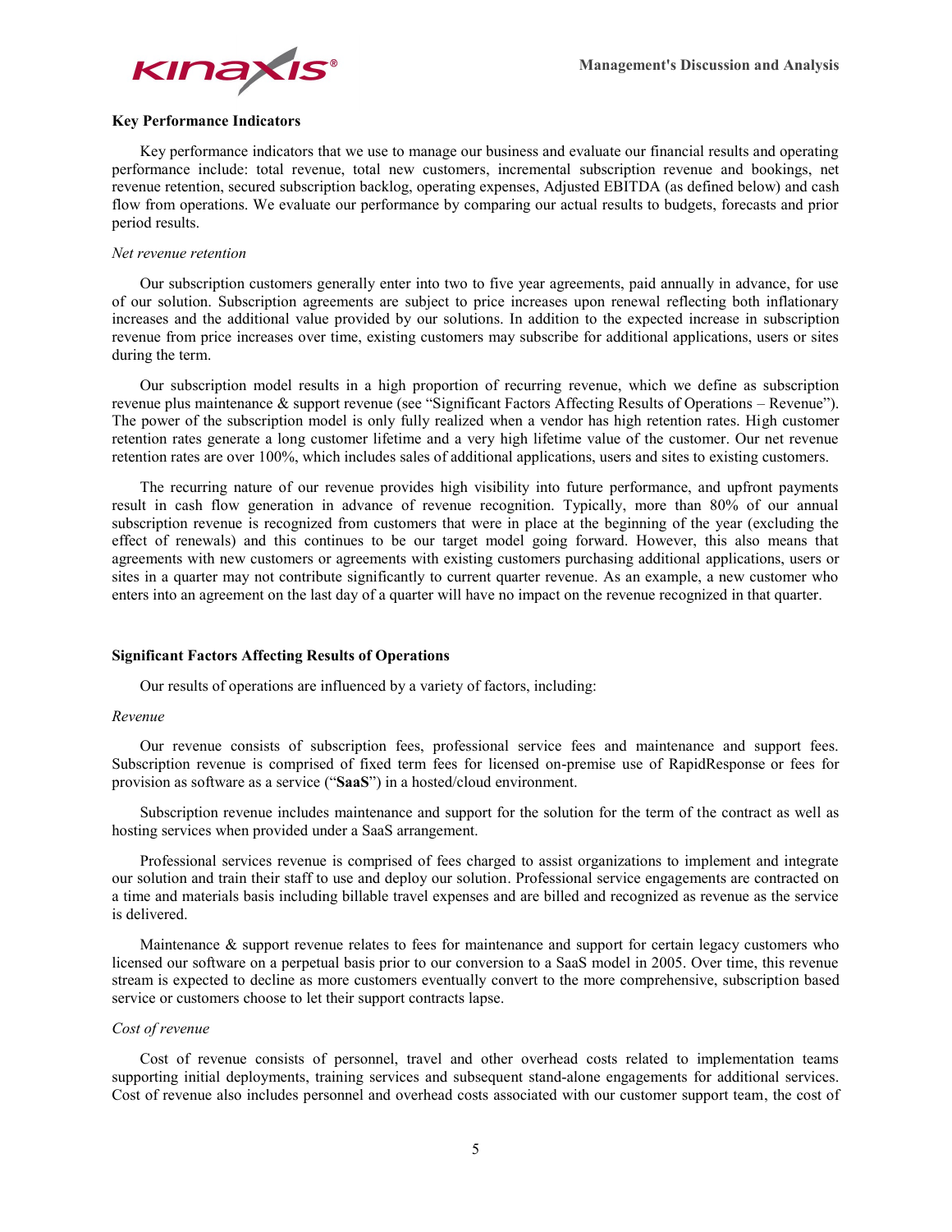### Key Performance Indicators

Key performance indicators that we use to manage our business and evaluate our financial results and operating performance include: total revenue, total new customers, incremental subscription revenue and bookings, net revenue retention, secured subscription backlog, operating expenses, Adjusted EBITDA (as defined below) and cash flow from operations. We evaluate our performance by comparing our actual results to budgets, forecasts and prior period results.

*Net revenue retention*

Our subscription customers generally enter into two to five year agreements, paid annually in advance, for use of our solution. Subscription agreements are subject to price increases upon renewal reflecting both inflationary increases and the additional value provided by our solutions. In addition to the expected increase in subscription revenue from price increases over time, existing customers may subscribe for additional applications, users or sites during the term.

Our subscription model results in a high proportion of recurring revenue, which we define as subscription revenue plus maintenance & support revenue (see "Significant Factors Affecting Results of Operations – Revenue"). The power of the subscription model is only fully realized when a vendor has high retention rates. High customer retention rates generate a long customer lifetime and a very high lifetime value of the customer. Our net revenue retention rates are over 100%, which includes sales of additional applications, users and sites to existing customers.

The recurring nature of our revenue provides high visibility into future performance, and upfront payments result in cash flow generation in advance of revenue recognition. Typically, more than 80% of our annual subscription revenue is recognized from customers that were in place at the beginning of the year (excluding the effect of renewals) and this continues to be our target model going forward. However, this also means that agreements with new customers or agreements with existing customers purchasing additional applications, users or sites in a quarter may not contribute significantly to current quarter revenue. As an example, a new customer who enters into an agreement on the last day of a quarter will have no impact on the revenue recognized in that quarter.

### Significant Factors Affecting Results of Operations

Our results of operations are influenced by a variety of factors, including:

*Revenue*

Our revenue consists of subscription fees, professional service fees and maintenance and support fees. Subscription revenue is comprised of fixed term fees for licensed on-premise use of RapidResponse or fees for provision as software as a service ("**SaaS**") in a hosted/cloud environment.

Subscription revenue includes maintenance and support for the solution for the term of the contract as well as hosting services when provided under a SaaS arrangement.

Professional services revenue is comprised of fees charged to assist organizations to implement and integrate our solution and train their staff to use and deploy our solution. Professional service engagements are contracted on a time and materials basis including billable travel expenses and are billed and recognized as revenue as the service is delivered.

Maintenance & support revenue relates to fees for maintenance and support for certain legacy customers who licensed our software on a perpetual basis prior to our conversion to a SaaS model in 2005. Over time, this revenue stream is expected to decline as more customers eventually convert to the more comprehensive, subscription based service or customers choose to let their support contracts lapse.

*Cost of revenue*

Cost of revenue consists of personnel, travel and other overhead costs related to implementation teams supporting initial deployments, training services and subsequent stand-alone engagements for additional services. Cost of revenue also includes personnel and overhead costs associated with our customer support team, the cost of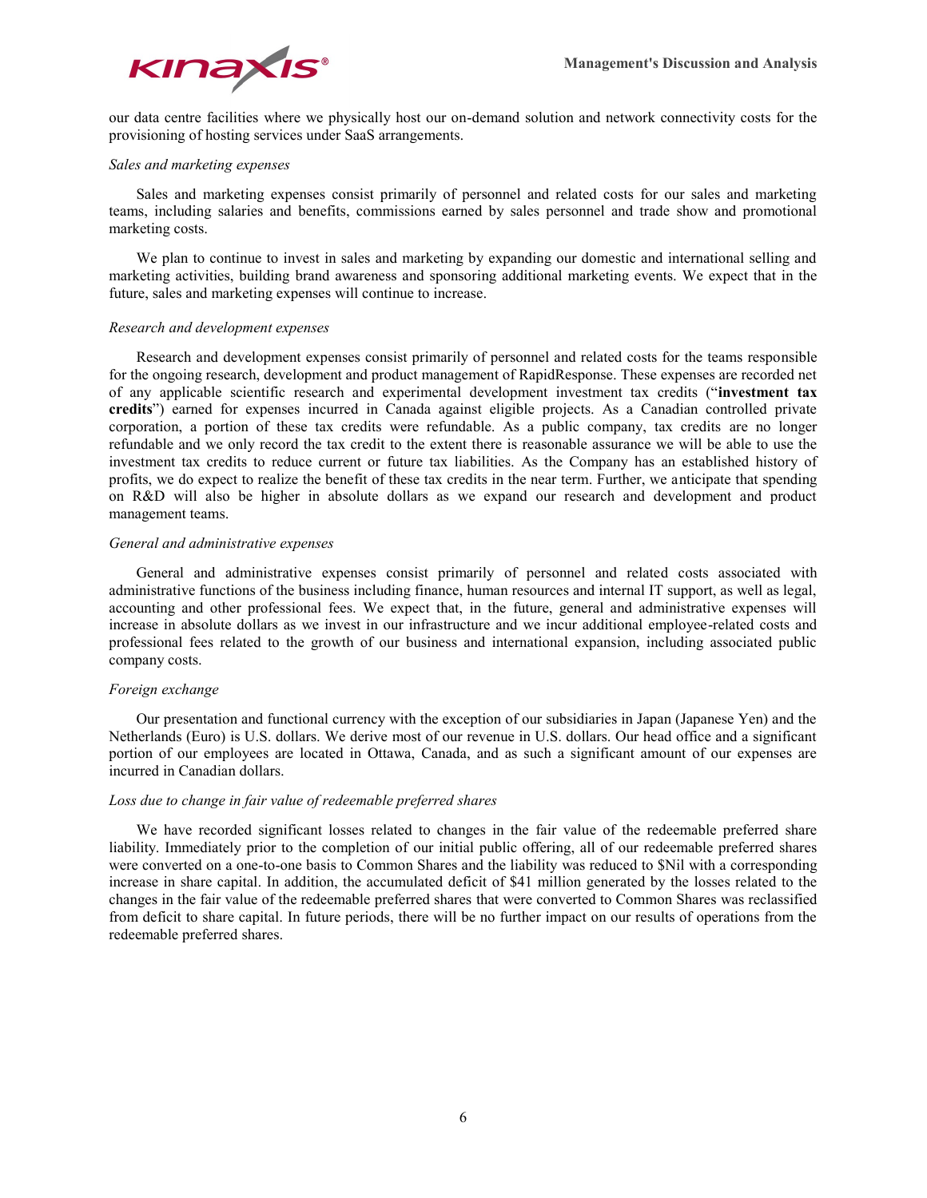our data centre facilities where we physically host our on-demand solution and network connectivity costs for the provisioning of hosting services under SaaS arrangements.

*Sales and marketing expenses*

Sales and marketing expenses consist primarily of personnel and related costs for our sales and marketing teams, including salaries and benefits, commissions earned by sales personnel and trade show and promotional marketing costs.

We plan to continue to invest in sales and marketing by expanding our domestic and international selling and marketing activities, building brand awareness and sponsoring additional marketing events. We expect that in the future, sales and marketing expenses will continue to increase.

*Research and development expenses*

Research and development expenses consist primarily of personnel and related costs for the teams responsible for the ongoing research, development and product management of RapidResponse. These expenses are recorded net of any applicable scientific research and experimental development investment tax credits ("**investment tax credits**") earned for expenses incurred in Canada against eligible projects. As a Canadian controlled private corporation, a portion of these tax credits were refundable. As a public company, tax credits are no longer refundable and we only record the tax credit to the extent there is reasonable assurance we will be able to use the investment tax credits to reduce current or future tax liabilities. As the Company has an established history of profits, we do expect to realize the benefit of these tax credits in the near term. Further, we anticipate that spending on R&D will also be higher in absolute dollars as we expand our research and development and product management teams.

*General and administrative expenses*

General and administrative expenses consist primarily of personnel and related costs associated with administrative functions of the business including finance, human resources and internal IT support, as well as legal, accounting and other professional fees. We expect that, in the future, general and administrative expenses will increase in absolute dollars as we invest in our infrastructure and we incur additional employee-related costs and professional fees related to the growth of our business and international expansion, including associated public company costs.

*Foreign exchange*

Our presentation and functional currency with the exception of our subsidiaries in Japan (Japanese Yen) and the Netherlands (Euro) is U.S. dollars. We derive most of our revenue in U.S. dollars. Our head office and a significant portion of our employees are located in Ottawa, Canada, and as such a significant amount of our expenses are incurred in Canadian dollars.

*Loss due to change in fair value of redeemable preferred shares*

We have recorded significant losses related to changes in the fair value of the redeemable preferred share liability. Immediately prior to the completion of our initial public offering, all of our redeemable preferred shares were converted on a one-to-one basis to Common Shares and the liability was reduced to $Nil with a corresponding increase in share capital. In addition, the accumulated deficit of $41 million generated by the losses related to the changes in the fair value of the redeemable preferred shares that were converted to Common Shares was reclassified from deficit to share capital. In future periods, there will be no further impact on our results of operations from the redeemable preferred shares.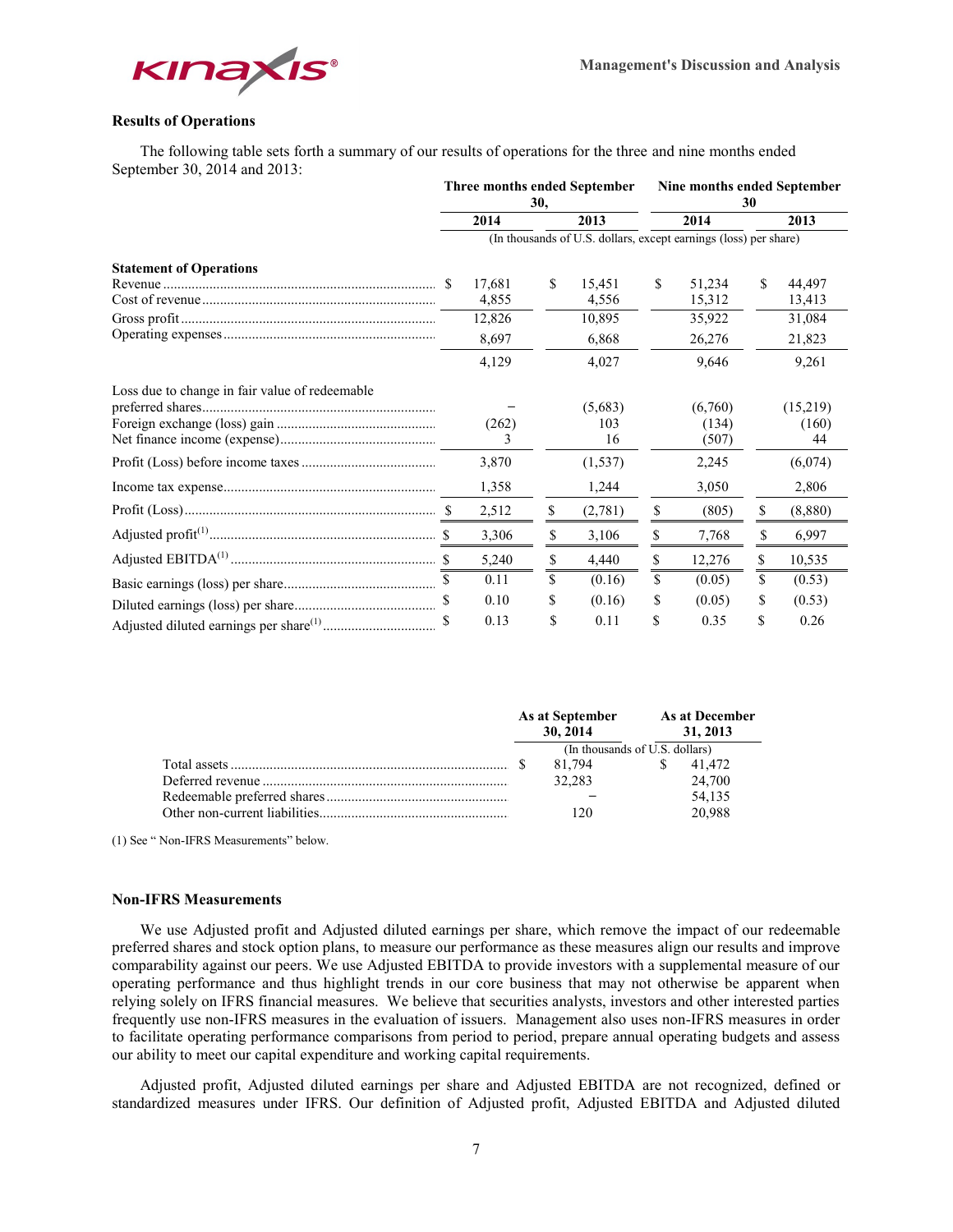### Results of Operations

The following table sets forth a summary of our results of operations for the three and nine months ended September 30, 2014 and 2013:

| | Three months ended September 30, | | Nine months ended September 30 | |
|---|---|---|---|---|
| | 2014 | 2013 | 2014 | 2013 |
| | (In thousands of U.S. dollars, except earnings (loss) per share) | | | |
| **Statement of Operations** | | | | |
| Revenue | $ 17,681 | $ 15,451 | $ 51,234 | $ 44,497 |
| Cost of revenue | 4,855 | 4,556 | 15,312 | 13,413 |
| Gross profit | 12,826 | 10,895 | 35,922 | 31,084 |
| Operating expenses | 8,697 | 6,868 | 26,276 | 21,823 |
| | 4,129 | 4,027 | 9,646 | 9,261 |
| Loss due to change in fair value of redeemable preferred shares | – | (5,683) | (6,760) | (15,219) |
| Foreign exchange (loss) gain | (262) | 103 | (134) | (160) |
| Net finance income (expense) | 3 | 16 | (507) | 44 |
| Profit (Loss) before income taxes | 3,870 | (1,537) | 2,245 | (6,074) |
| Income tax expense | 1,358 | 1,244 | 3,050 | 2,806 |
| Profit (Loss) | $ 2,512 | $ (2,781) | $ (805) | $ (8,880) |
| Adjusted profit(1) | $ 3,306 | $ 3,106 | $ 7,768 | $ 6,997 |
| Adjusted EBITDA(1) | $ 5,240 | $ 4,440 | $ 12,276 | $ 10,535 |
| Basic earnings (loss) per share | $ 0.11 | $ (0.16) | $ (0.05) | $ (0.53) |
| Diluted earnings (loss) per share | $ 0.10 | $ (0.16) | $ (0.05) | $ (0.53) |
| Adjusted diluted earnings per share(1) | $ 0.13 | $ 0.11 | $ 0.35 | $ 0.26 |

| | As at September 30, 2014 | As at December 31, 2013 |
|---|---|---|
| | (In thousands of U.S. dollars) | |
| Total assets | $ 81,794 | $ 41,472 |
| Deferred revenue | 32,283 | 24,700 |
| Redeemable preferred shares | – | 54,135 |
| Other non-current liabilities | 120 | 20,988 |

(1) See " Non-IFRS Measurements" below.

### Non-IFRS Measurements

We use Adjusted profit and Adjusted diluted earnings per share, which remove the impact of our redeemable preferred shares and stock option plans, to measure our performance as these measures align our results and improve comparability against our peers. We use Adjusted EBITDA to provide investors with a supplemental measure of our operating performance and thus highlight trends in our core business that may not otherwise be apparent when relying solely on IFRS financial measures. We believe that securities analysts, investors and other interested parties frequently use non-IFRS measures in the evaluation of issuers. Management also uses non-IFRS measures in order to facilitate operating performance comparisons from period to period, prepare annual operating budgets and assess our ability to meet our capital expenditure and working capital requirements.

Adjusted profit, Adjusted diluted earnings per share and Adjusted EBITDA are not recognized, defined or standardized measures under IFRS. Our definition of Adjusted profit, Adjusted EBITDA and Adjusted diluted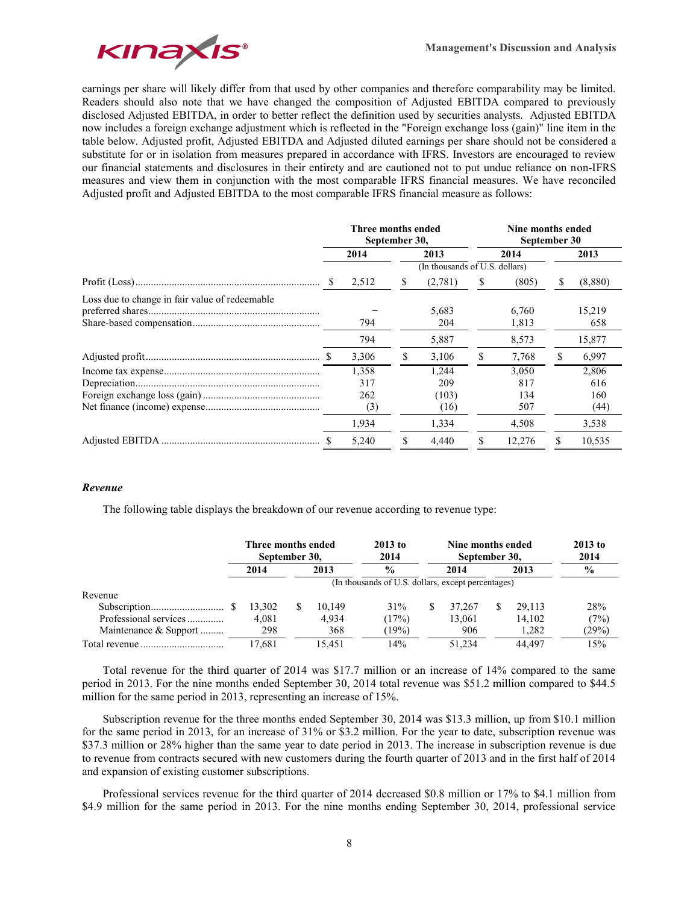earnings per share will likely differ from that used by other companies and therefore comparability may be limited. Readers should also note that we have changed the composition of Adjusted EBITDA compared to previously disclosed Adjusted EBITDA, in order to better reflect the definition used by securities analysts. Adjusted EBITDA now includes a foreign exchange adjustment which is reflected in the "Foreign exchange loss (gain)" line item in the table below. Adjusted profit, Adjusted EBITDA and Adjusted diluted earnings per share should not be considered a substitute for or in isolation from measures prepared in accordance with IFRS. Investors are encouraged to review our financial statements and disclosures in their entirety and are cautioned not to put undue reliance on non-IFRS measures and view them in conjunction with the most comparable IFRS financial measures. We have reconciled Adjusted profit and Adjusted EBITDA to the most comparable IFRS financial measure as follows:

| | Three months ended September 30, | | Nine months ended September 30 | |
|---|---|---|---|---|
| | 2014 | 2013 | 2014 | 2013 |
| | (In thousands of U.S. dollars) | | | |
| Profit (Loss) | $ 2,512 | $ (2,781) | $ (805) | $ (8,880) |
| Loss due to change in fair value of redeemable preferred shares | – | 5,683 | 6,760 | 15,219 |
| Share-based compensation | 794 | 204 | 1,813 | 658 |
| | 794 | 5,887 | 8,573 | 15,877 |
| Adjusted profit | $ 3,306 | $ 3,106 | $ 7,768 | $ 6,997 |
| Income tax expense | 1,358 | 1,244 | 3,050 | 2,806 |
| Depreciation | 317 | 209 | 817 | 616 |
| Foreign exchange loss (gain) | 262 | (103) | 134 | 160 |
| Net finance (income) expense | (3) | (16) | 507 | (44) |
| | 1,934 | 1,334 | 4,508 | 3,538 |
| Adjusted EBITDA | $ 5,240 | $ 4,440 | $ 12,276 | $ 10,535 |

### *Revenue*

The following table displays the breakdown of our revenue according to revenue type:

| | Three months ended September 30, | | 2013 to 2014 | Nine months ended September 30, | | 2013 to 2014 |
|---|---|---|---|---|---|---|
| | 2014 | 2013 | % | 2014 | 2013 | % |
| | (In thousands of U.S. dollars, except percentages) | | | | | |
| Revenue | | | | | | |
| Subscription | $ 13,302 | $ 10,149 | 31% | $ 37,267 | $ 29,113 | 28% |
| Professional services | 4,081 | 4,934 | (17%) | 13,061 | 14,102 | (7%) |
| Maintenance & Support | 298 | 368 | (19%) | 906 | 1,282 | (29%) |
| Total revenue | 17,681 | 15,451 | 14% | 51,234 | 44,497 | 15% |

Total revenue for the third quarter of 2014 was $17.7 million or an increase of 14% compared to the same period in 2013. For the nine months ended September 30, 2014 total revenue was $51.2 million compared to $44.5 million for the same period in 2013, representing an increase of 15%.

Subscription revenue for the three months ended September 30, 2014 was $13.3 million, up from $10.1 million for the same period in 2013, for an increase of 31% or $3.2 million. For the year to date, subscription revenue was $37.3 million or 28% higher than the same year to date period in 2013. The increase in subscription revenue is due to revenue from contracts secured with new customers during the fourth quarter of 2013 and in the first half of 2014 and expansion of existing customer subscriptions.

Professional services revenue for the third quarter of 2014 decreased $0.8 million or 17% to $4.1 million from $4.9 million for the same period in 2013. For the nine months ending September 30, 2014, professional service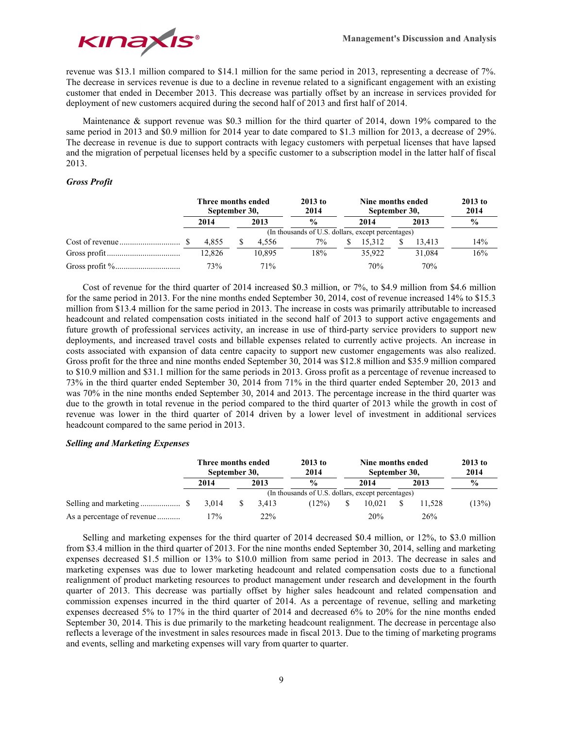revenue was $13.1 million compared to $14.1 million for the same period in 2013, representing a decrease of 7%. The decrease in services revenue is due to a decline in revenue related to a significant engagement with an existing customer that ended in December 2013. This decrease was partially offset by an increase in services provided for deployment of new customers acquired during the second half of 2013 and first half of 2014.

Maintenance & support revenue was $0.3 million for the third quarter of 2014, down 19% compared to the same period in 2013 and $0.9 million for 2014 year to date compared to $1.3 million for 2013, a decrease of 29%. The decrease in revenue is due to support contracts with legacy customers with perpetual licenses that have lapsed and the migration of perpetual licenses held by a specific customer to a subscription model in the latter half of fiscal 2013.

### *Gross Profit*

| | Three months ended September 30, | | 2013 to 2014 | Nine months ended September 30, | | 2013 to 2014 |
|---|---|---|---|---|---|---|
| | 2014 | 2013 | % | 2014 | 2013 | % |
| | (In thousands of U.S. dollars, except percentages) | | | | | |
| Cost of revenue | $ 4,855 | $ 4,556 | 7% | $ 15,312 | $ 13,413 | 14% |
| Gross profit | 12,826 | 10,895 | 18% | 35,922 | 31,084 | 16% |
| Gross profit % | 73% | 71% | | 70% | 70% | |

Cost of revenue for the third quarter of 2014 increased $0.3 million, or 7%, to $4.9 million from $4.6 million for the same period in 2013. For the nine months ended September 30, 2014, cost of revenue increased 14% to $15.3 million from $13.4 million for the same period in 2013. The increase in costs was primarily attributable to increased headcount and related compensation costs initiated in the second half of 2013 to support active engagements and future growth of professional services activity, an increase in use of third-party service providers to support new deployments, and increased travel costs and billable expenses related to currently active projects. An increase in costs associated with expansion of data centre capacity to support new customer engagements was also realized. Gross profit for the three and nine months ended September 30, 2014 was $12.8 million and $35.9 million compared to $10.9 million and $31.1 million for the same periods in 2013. Gross profit as a percentage of revenue increased to 73% in the third quarter ended September 30, 2014 from 71% in the third quarter ended September 20, 2013 and was 70% in the nine months ended September 30, 2014 and 2013. The percentage increase in the third quarter was due to the growth in total revenue in the period compared to the third quarter of 2013 while the growth in cost of revenue was lower in the third quarter of 2014 driven by a lower level of investment in additional services headcount compared to the same period in 2013.

### *Selling and Marketing Expenses*

| | Three months ended September 30, | | 2013 to 2014 | Nine months ended September 30, | | 2013 to 2014 |
|---|---|---|---|---|---|---|
| | 2014 | 2013 | % | 2014 | 2013 | % |
| | (In thousands of U.S. dollars, except percentages) | | | | | |
| Selling and marketing | $ 3,014 | $ 3,413 | (12%) | $ 10,021 | $ 11,528 | (13%) |
| As a percentage of revenue | 17% | 22% | | 20% | 26% | |

Selling and marketing expenses for the third quarter of 2014 decreased $0.4 million, or 12%, to $3.0 million from $3.4 million in the third quarter of 2013. For the nine months ended September 30, 2014, selling and marketing expenses decreased $1.5 million or 13% to $10.0 million from same period in 2013. The decrease in sales and marketing expenses was due to lower marketing headcount and related compensation costs due to a functional realignment of product marketing resources to product management under research and development in the fourth quarter of 2013. This decrease was partially offset by higher sales headcount and related compensation and commission expenses incurred in the third quarter of 2014. As a percentage of revenue, selling and marketing expenses decreased 5% to 17% in the third quarter of 2014 and decreased 6% to 20% for the nine months ended September 30, 2014. This is due primarily to the marketing headcount realignment. The decrease in percentage also reflects a leverage of the investment in sales resources made in fiscal 2013. Due to the timing of marketing programs and events, selling and marketing expenses will vary from quarter to quarter.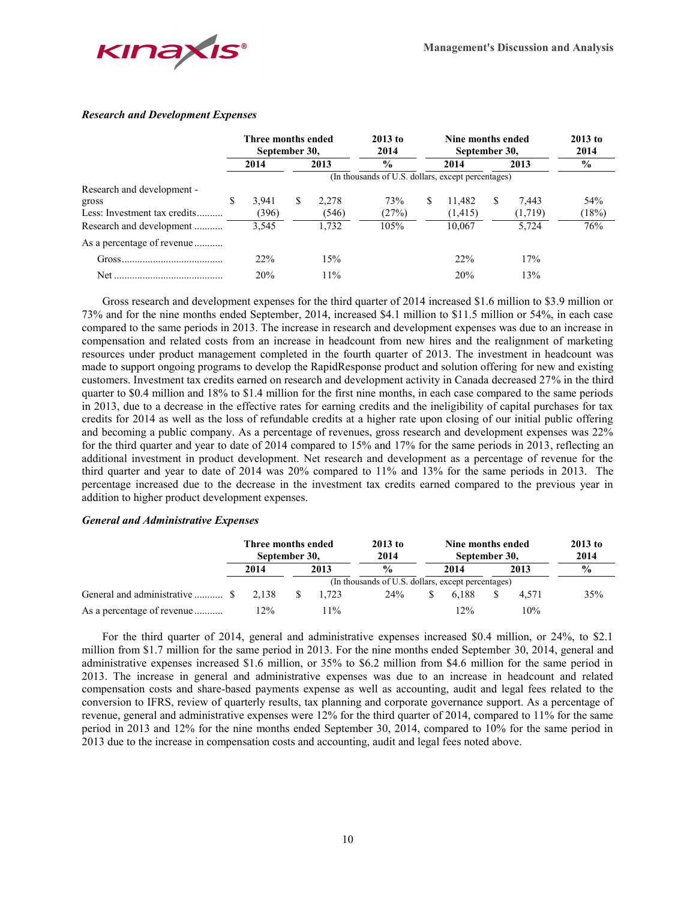### *Research and Development Expenses*

| | Three months ended September 30, | | 2013 to 2014 | Nine months ended September 30, | | 2013 to 2014 |
|---|---|---|---|---|---|---|
| | 2014 | 2013 | % | 2014 | 2013 | % |
| | (In thousands of U.S. dollars, except percentages) | | | | | |
| Research and development - gross | $ 3,941 | $ 2,278 | 73% | $ 11,482 | $ 7,443 | 54% |
| Less: Investment tax credits | (396) | (546) | (27%) | (1,415) | (1,719) | (18%) |
| Research and development | 3,545 | 1,732 | 105% | 10,067 | 5,724 | 76% |
| As a percentage of revenue | | | | | | |
| Gross | 22% | 15% | | 22% | 17% | |
| Net | 20% | 11% | | 20% | 13% | |

Gross research and development expenses for the third quarter of 2014 increased $1.6 million to $3.9 million or 73% and for the nine months ended September, 2014, increased $4.1 million to $11.5 million or 54%, in each case compared to the same periods in 2013. The increase in research and development expenses was due to an increase in compensation and related costs from an increase in headcount from new hires and the realignment of marketing resources under product management completed in the fourth quarter of 2013. The investment in headcount was made to support ongoing programs to develop the RapidResponse product and solution offering for new and existing customers. Investment tax credits earned on research and development activity in Canada decreased 27% in the third quarter to $0.4 million and 18% to $1.4 million for the first nine months, in each case compared to the same periods in 2013, due to a decrease in the effective rates for earning credits and the ineligibility of capital purchases for tax credits for 2014 as well as the loss of refundable credits at a higher rate upon closing of our initial public offering and becoming a public company. As a percentage of revenues, gross research and development expenses was 22% for the third quarter and year to date of 2014 compared to 15% and 17% for the same periods in 2013, reflecting an additional investment in product development. Net research and development as a percentage of revenue for the third quarter and year to date of 2014 was 20% compared to 11% and 13% for the same periods in 2013. The percentage increased due to the decrease in the investment tax credits earned compared to the previous year in addition to higher product development expenses.

### *General and Administrative Expenses*

| | Three months ended September 30, | | 2013 to 2014 | Nine months ended September 30, | | 2013 to 2014 |
|---|---|---|---|---|---|---|
| | 2014 | 2013 | % | 2014 | 2013 | % |
| | (In thousands of U.S. dollars, except percentages) | | | | | |
| General and administrative | $ 2,138 | $ 1,723 | 24% | $ 6,188 | $ 4,571 | 35% |
| As a percentage of revenue | 12% | 11% | | 12% | 10% | |

For the third quarter of 2014, general and administrative expenses increased $0.4 million, or 24%, to $2.1 million from $1.7 million for the same period in 2013. For the nine months ended September 30, 2014, general and administrative expenses increased $1.6 million, or 35% to $6.2 million from $4.6 million for the same period in 2013. The increase in general and administrative expenses was due to an increase in headcount and related compensation costs and share-based payments expense as well as accounting, audit and legal fees related to the conversion to IFRS, review of quarterly results, tax planning and corporate governance support. As a percentage of revenue, general and administrative expenses were 12% for the third quarter of 2014, compared to 11% for the same period in 2013 and 12% for the nine months ended September 30, 2014, compared to 10% for the same period in 2013 due to the increase in compensation costs and accounting, audit and legal fees noted above.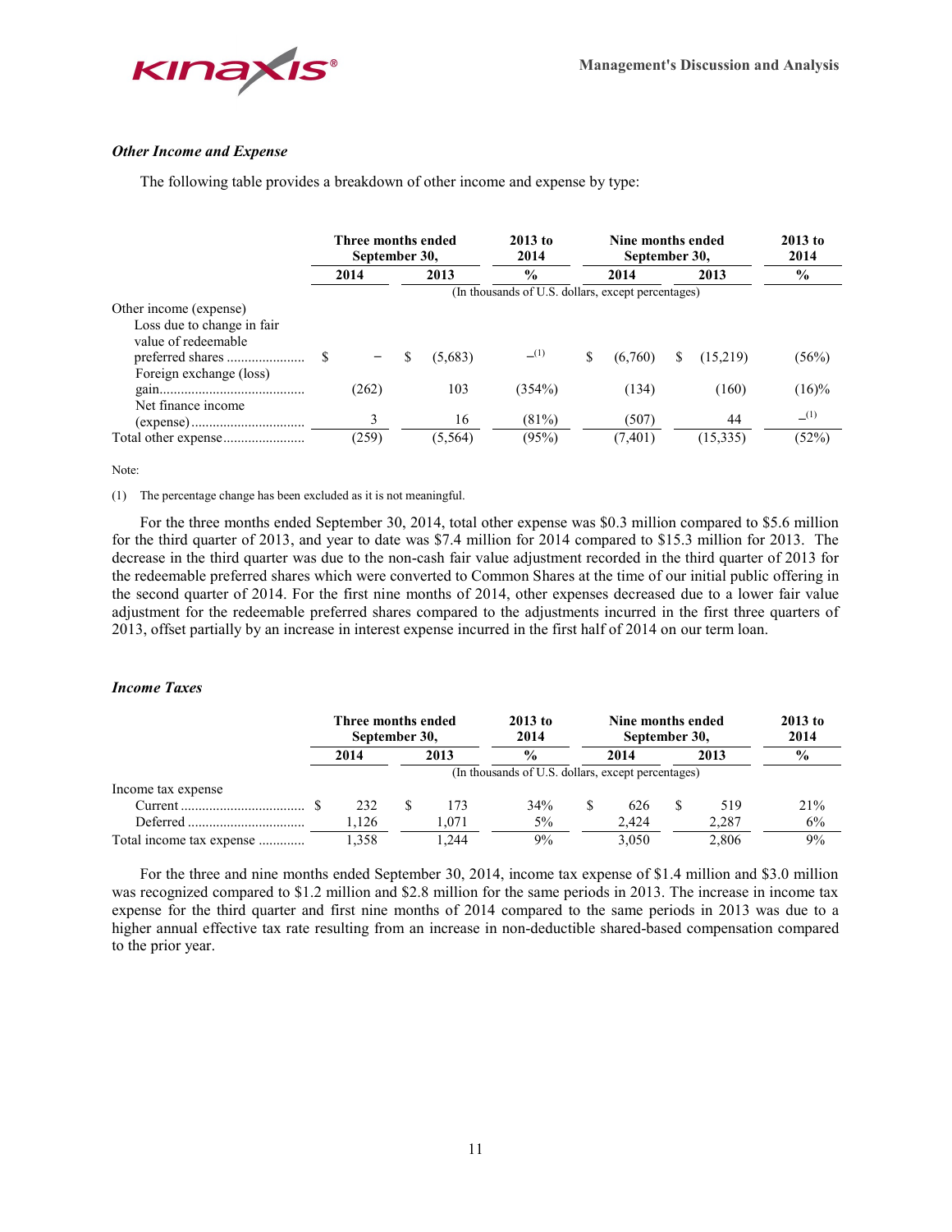### *Other Income and Expense*

The following table provides a breakdown of other income and expense by type:

| | Three months ended September 30, | | 2013 to 2014 | Nine months ended September 30, | | 2013 to 2014 |
|---|---|---|---|---|---|---|
| | 2014 | 2013 | % | 2014 | 2013 | % |
| | (In thousands of U.S. dollars, except percentages) | | | | | |
| Other income (expense) | | | | | | |
| Loss due to change in fair value of redeemable preferred shares | $ – | $ (5,683) | –(1) | $ (6,760) | $ (15,219) | (56%) |
| Foreign exchange (loss) gain | (262) | 103 | (354%) | (134) | (160) | (16)% |
| Net finance income (expense) | 3 | 16 | (81%) | (507) | 44 | –(1) |
| Total other expense | (259) | (5,564) | (95%) | (7,401) | (15,335) | (52%) |

Note:

(1) The percentage change has been excluded as it is not meaningful.

For the three months ended September 30, 2014, total other expense was $0.3 million compared to $5.6 million for the third quarter of 2013, and year to date was $7.4 million for 2014 compared to $15.3 million for 2013. The decrease in the third quarter was due to the non-cash fair value adjustment recorded in the third quarter of 2013 for the redeemable preferred shares which were converted to Common Shares at the time of our initial public offering in the second quarter of 2014. For the first nine months of 2014, other expenses decreased due to a lower fair value adjustment for the redeemable preferred shares compared to the adjustments incurred in the first three quarters of 2013, offset partially by an increase in interest expense incurred in the first half of 2014 on our term loan.

### *Income Taxes*

| | Three months ended September 30, | | 2013 to 2014 | Nine months ended September 30, | | 2013 to 2014 |
|---|---|---|---|---|---|---|
| | 2014 | 2013 | % | 2014 | 2013 | % |
| | (In thousands of U.S. dollars, except percentages) | | | | | |
| Income tax expense | | | | | | |
| Current | $ 232 | $ 173 | 34% | $ 626 | $ 519 | 21% |
| Deferred | 1,126 | 1,071 | 5% | 2,424 | 2,287 | 6% |
| Total income tax expense | 1,358 | 1,244 | 9% | 3,050 | 2,806 | 9% |

For the three and nine months ended September 30, 2014, income tax expense of $1.4 million and $3.0 million was recognized compared to $1.2 million and $2.8 million for the same periods in 2013. The increase in income tax expense for the third quarter and first nine months of 2014 compared to the same periods in 2013 was due to a higher annual effective tax rate resulting from an increase in non-deductible shared-based compensation compared to the prior year.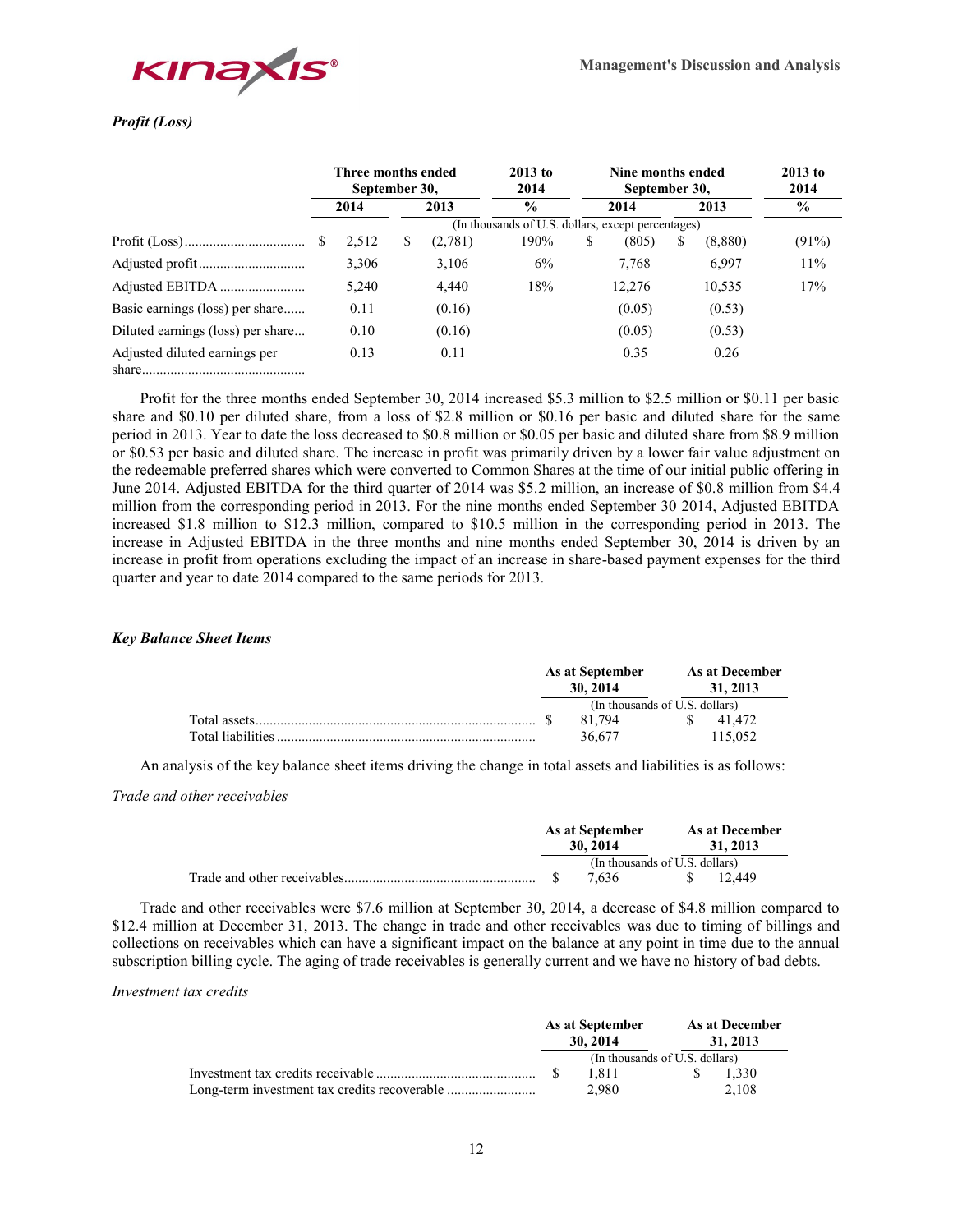*Profit (Loss)*

| | Three months ended September 30, | | 2013 to 2014 | Nine months ended September 30, | | 2013 to 2014 |
|---|---|---|---|---|---|---|
| | 2014 | 2013 | % | 2014 | 2013 | % |
| | (In thousands of U.S. dollars, except percentages) | | | | | |
| Profit (Loss) | $ 2,512 | $ (2,781) | 190% | $ (805) | $ (8,880) | (91%) |
| Adjusted profit | 3,306 | 3,106 | 6% | 7,768 | 6,997 | 11% |
| Adjusted EBITDA | 5,240 | 4,440 | 18% | 12,276 | 10,535 | 17% |
| Basic earnings (loss) per share | 0.11 | (0.16) | | (0.05) | (0.53) | |
| Diluted earnings (loss) per share | 0.10 | (0.16) | | (0.05) | (0.53) | |
| Adjusted diluted earnings per share | 0.13 | 0.11 | | 0.35 | 0.26 | |

Profit for the three months ended September 30, 2014 increased $5.3 million to $2.5 million or $0.11 per basic share and $0.10 per diluted share, from a loss of $2.8 million or $0.16 per basic and diluted share for the same period in 2013. Year to date the loss decreased to $0.8 million or $0.05 per basic and diluted share from $8.9 million or $0.53 per basic and diluted share. The increase in profit was primarily driven by a lower fair value adjustment on the redeemable preferred shares which were converted to Common Shares at the time of our initial public offering in June 2014. Adjusted EBITDA for the third quarter of 2014 was $5.2 million, an increase of $0.8 million from $4.4 million from the corresponding period in 2013. For the nine months ended September 30 2014, Adjusted EBITDA increased $1.8 million to $12.3 million, compared to $10.5 million in the corresponding period in 2013. The increase in Adjusted EBITDA in the three months and nine months ended September 30, 2014 is driven by an increase in profit from operations excluding the impact of an increase in share-based payment expenses for the third quarter and year to date 2014 compared to the same periods for 2013.

*Key Balance Sheet Items*

| | As at September 30, 2014 | As at December 31, 2013 |
|---|---|---|
| | (In thousands of U.S. dollars) | |
| Total assets | $ 81,794 | $ 41,472 |
| Total liabilities | 36,677 | 115,052 |

An analysis of the key balance sheet items driving the change in total assets and liabilities is as follows:

*Trade and other receivables*

| | As at September 30, 2014 | As at December 31, 2013 |
|---|---|---|
| | (In thousands of U.S. dollars) | |
| Trade and other receivables | $ 7,636 | $ 12,449 |

Trade and other receivables were $7.6 million at September 30, 2014, a decrease of $4.8 million compared to $12.4 million at December 31, 2013. The change in trade and other receivables was due to timing of billings and collections on receivables which can have a significant impact on the balance at any point in time due to the annual subscription billing cycle. The aging of trade receivables is generally current and we have no history of bad debts.

*Investment tax credits*

| | As at September 30, 2014 | As at December 31, 2013 |
|---|---|---|
| | (In thousands of U.S. dollars) | |
| Investment tax credits receivable | $ 1,811 | $ 1,330 |
| Long-term investment tax credits recoverable | 2,980 | 2,108 |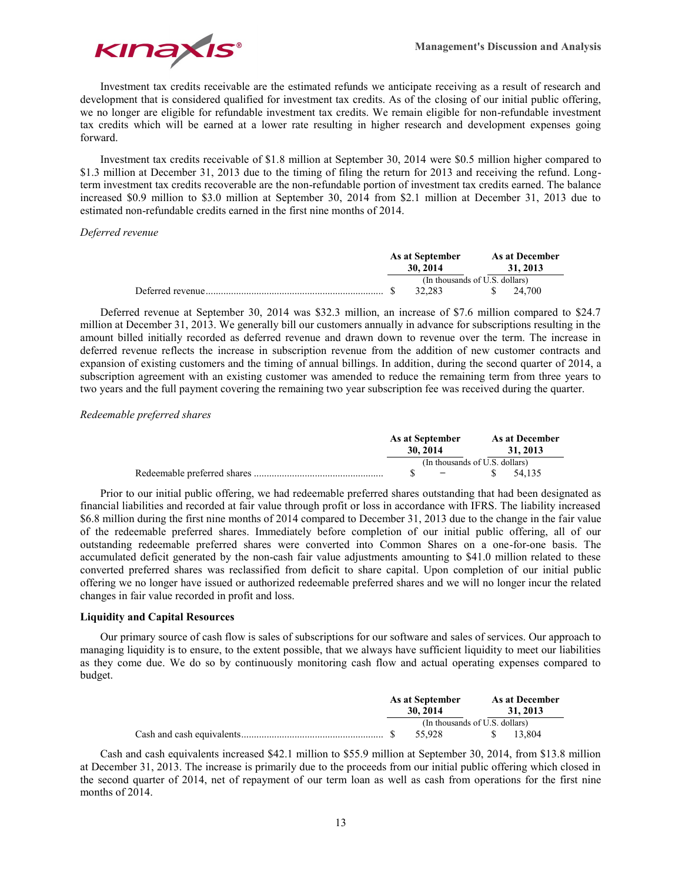Investment tax credits receivable are the estimated refunds we anticipate receiving as a result of research and development that is considered qualified for investment tax credits. As of the closing of our initial public offering, we no longer are eligible for refundable investment tax credits. We remain eligible for non-refundable investment tax credits which will be earned at a lower rate resulting in higher research and development expenses going forward.

Investment tax credits receivable of $1.8 million at September 30, 2014 were $0.5 million higher compared to $1.3 million at December 31, 2013 due to the timing of filing the return for 2013 and receiving the refund. Long-term investment tax credits recoverable are the non-refundable portion of investment tax credits earned. The balance increased $0.9 million to $3.0 million at September 30, 2014 from $2.1 million at December 31, 2013 due to estimated non-refundable credits earned in the first nine months of 2014.

*Deferred revenue*

| | As at September 30, 2014 | As at December 31, 2013 |
|---|---|---|
| | (In thousands of U.S. dollars) | |
| Deferred revenue | $ 32,283 | $ 24,700 |

Deferred revenue at September 30, 2014 was $32.3 million, an increase of $7.6 million compared to $24.7 million at December 31, 2013. We generally bill our customers annually in advance for subscriptions resulting in the amount billed initially recorded as deferred revenue and drawn down to revenue over the term. The increase in deferred revenue reflects the increase in subscription revenue from the addition of new customer contracts and expansion of existing customers and the timing of annual billings. In addition, during the second quarter of 2014, a subscription agreement with an existing customer was amended to reduce the remaining term from three years to two years and the full payment covering the remaining two year subscription fee was received during the quarter.

*Redeemable preferred shares*

| | As at September 30, 2014 | As at December 31, 2013 |
|---|---|---|
| | (In thousands of U.S. dollars) | |
| Redeemable preferred shares | $ − | $ 54,135 |

Prior to our initial public offering, we had redeemable preferred shares outstanding that had been designated as financial liabilities and recorded at fair value through profit or loss in accordance with IFRS. The liability increased $6.8 million during the first nine months of 2014 compared to December 31, 2013 due to the change in the fair value of the redeemable preferred shares. Immediately before completion of our initial public offering, all of our outstanding redeemable preferred shares were converted into Common Shares on a one-for-one basis. The accumulated deficit generated by the non-cash fair value adjustments amounting to $41.0 million related to these converted preferred shares was reclassified from deficit to share capital. Upon completion of our initial public offering we no longer have issued or authorized redeemable preferred shares and we will no longer incur the related changes in fair value recorded in profit and loss.

**Liquidity and Capital Resources**

Our primary source of cash flow is sales of subscriptions for our software and sales of services. Our approach to managing liquidity is to ensure, to the extent possible, that we always have sufficient liquidity to meet our liabilities as they come due. We do so by continuously monitoring cash flow and actual operating expenses compared to budget.

| | As at September 30, 2014 | As at December 31, 2013 |
|---|---|---|
| | (In thousands of U.S. dollars) | |
| Cash and cash equivalents | $ 55,928 | $ 13,804 |

Cash and cash equivalents increased $42.1 million to $55.9 million at September 30, 2014, from $13.8 million at December 31, 2013. The increase is primarily due to the proceeds from our initial public offering which closed in the second quarter of 2014, net of repayment of our term loan as well as cash from operations for the first nine months of 2014.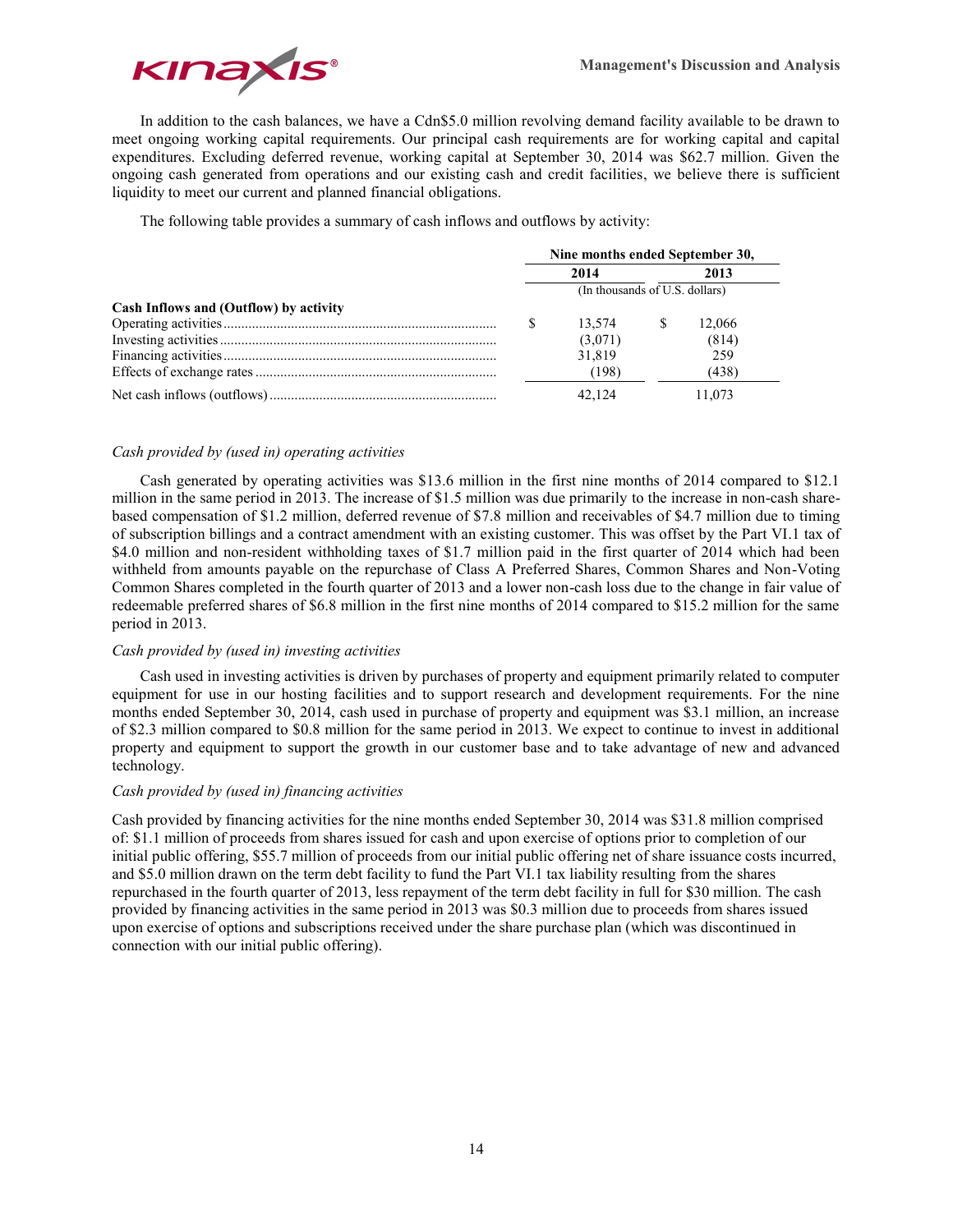In addition to the cash balances, we have a Cdn$5.0 million revolving demand facility available to be drawn to meet ongoing working capital requirements. Our principal cash requirements are for working capital and capital expenditures. Excluding deferred revenue, working capital at September 30, 2014 was $62.7 million. Given the ongoing cash generated from operations and our existing cash and credit facilities, we believe there is sufficient liquidity to meet our current and planned financial obligations.

The following table provides a summary of cash inflows and outflows by activity:

| | Nine months ended September 30, | |
|---|---|---|
| | 2014 | 2013 |
| | (In thousands of U.S. dollars) | |
| **Cash Inflows and (Outflow) by activity** | | |
| Operating activities | $ 13,574 | $ 12,066 |
| Investing activities | (3,071) | (814) |
| Financing activities | 31,819 | 259 |
| Effects of exchange rates | (198) | (438) |
| Net cash inflows (outflows) | 42,124 | 11,073 |

*Cash provided by (used in) operating activities*

Cash generated by operating activities was $13.6 million in the first nine months of 2014 compared to $12.1 million in the same period in 2013. The increase of $1.5 million was due primarily to the increase in non-cash share-based compensation of $1.2 million, deferred revenue of $7.8 million and receivables of $4.7 million due to timing of subscription billings and a contract amendment with an existing customer. This was offset by the Part VI.1 tax of $4.0 million and non-resident withholding taxes of $1.7 million paid in the first quarter of 2014 which had been withheld from amounts payable on the repurchase of Class A Preferred Shares, Common Shares and Non-Voting Common Shares completed in the fourth quarter of 2013 and a lower non-cash loss due to the change in fair value of redeemable preferred shares of $6.8 million in the first nine months of 2014 compared to $15.2 million for the same period in 2013.

*Cash provided by (used in) investing activities*

Cash used in investing activities is driven by purchases of property and equipment primarily related to computer equipment for use in our hosting facilities and to support research and development requirements. For the nine months ended September 30, 2014, cash used in purchase of property and equipment was $3.1 million, an increase of $2.3 million compared to $0.8 million for the same period in 2013. We expect to continue to invest in additional property and equipment to support the growth in our customer base and to take advantage of new and advanced technology.

*Cash provided by (used in) financing activities*

Cash provided by financing activities for the nine months ended September 30, 2014 was $31.8 million comprised of: $1.1 million of proceeds from shares issued for cash and upon exercise of options prior to completion of our initial public offering, $55.7 million of proceeds from our initial public offering net of share issuance costs incurred, and $5.0 million drawn on the term debt facility to fund the Part VI.1 tax liability resulting from the shares repurchased in the fourth quarter of 2013, less repayment of the term debt facility in full for $30 million. The cash provided by financing activities in the same period in 2013 was $0.3 million due to proceeds from shares issued upon exercise of options and subscriptions received under the share purchase plan (which was discontinued in connection with our initial public offering).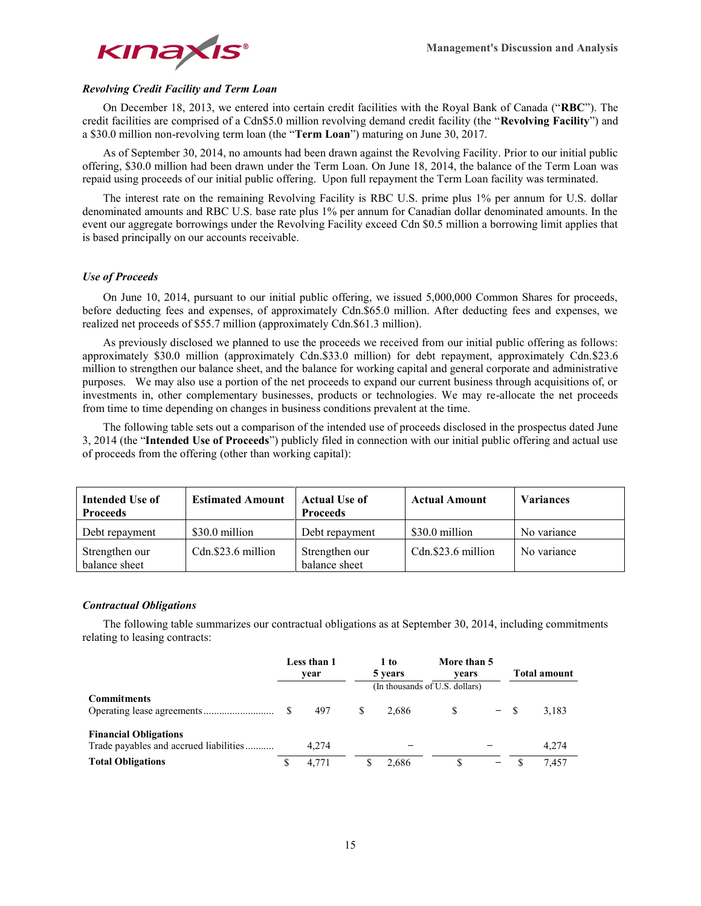### *Revolving Credit Facility and Term Loan*

On December 18, 2013, we entered into certain credit facilities with the Royal Bank of Canada ("**RBC**"). The credit facilities are comprised of a Cdn$5.0 million revolving demand credit facility (the "**Revolving Facility**") and a $30.0 million non-revolving term loan (the "**Term Loan**") maturing on June 30, 2017.

As of September 30, 2014, no amounts had been drawn against the Revolving Facility. Prior to our initial public offering, $30.0 million had been drawn under the Term Loan. On June 18, 2014, the balance of the Term Loan was repaid using proceeds of our initial public offering. Upon full repayment the Term Loan facility was terminated.

The interest rate on the remaining Revolving Facility is RBC U.S. prime plus 1% per annum for U.S. dollar denominated amounts and RBC U.S. base rate plus 1% per annum for Canadian dollar denominated amounts. In the event our aggregate borrowings under the Revolving Facility exceed Cdn $0.5 million a borrowing limit applies that is based principally on our accounts receivable.

### *Use of Proceeds*

On June 10, 2014, pursuant to our initial public offering, we issued 5,000,000 Common Shares for proceeds, before deducting fees and expenses, of approximately Cdn.$65.0 million. After deducting fees and expenses, we realized net proceeds of $55.7 million (approximately Cdn.$61.3 million).

As previously disclosed we planned to use the proceeds we received from our initial public offering as follows: approximately $30.0 million (approximately Cdn.$33.0 million) for debt repayment, approximately Cdn.$23.6 million to strengthen our balance sheet, and the balance for working capital and general corporate and administrative purposes. We may also use a portion of the net proceeds to expand our current business through acquisitions of, or investments in, other complementary businesses, products or technologies. We may re-allocate the net proceeds from time to time depending on changes in business conditions prevalent at the time.

The following table sets out a comparison of the intended use of proceeds disclosed in the prospectus dated June 3, 2014 (the "**Intended Use of Proceeds**") publicly filed in connection with our initial public offering and actual use of proceeds from the offering (other than working capital):

| Intended Use of Proceeds | Estimated Amount | Actual Use of Proceeds | Actual Amount | Variances |
|---|---|---|---|---|
| Debt repayment | $30.0 million | Debt repayment | $30.0 million | No variance |
| Strengthen our balance sheet | Cdn.$23.6 million | Strengthen our balance sheet | Cdn.$23.6 million | No variance |

### *Contractual Obligations*

The following table summarizes our contractual obligations as at September 30, 2014, including commitments relating to leasing contracts:

| | Less than 1 year | 1 to 5 years | More than 5 years | Total amount |
|---|---|---|---|---|
| | | (In thousands of U.S. dollars) | | |
| **Commitments** | | | | |
| Operating lease agreements | $ 497 | $ 2,686 | $ − | $ 3,183 |
| **Financial Obligations** | | | | |
| Trade payables and accrued liabilities | 4,274 | − | − | 4,274 |
| **Total Obligations** | $ 4,771 | $ 2,686 | $ − | $ 7,457 |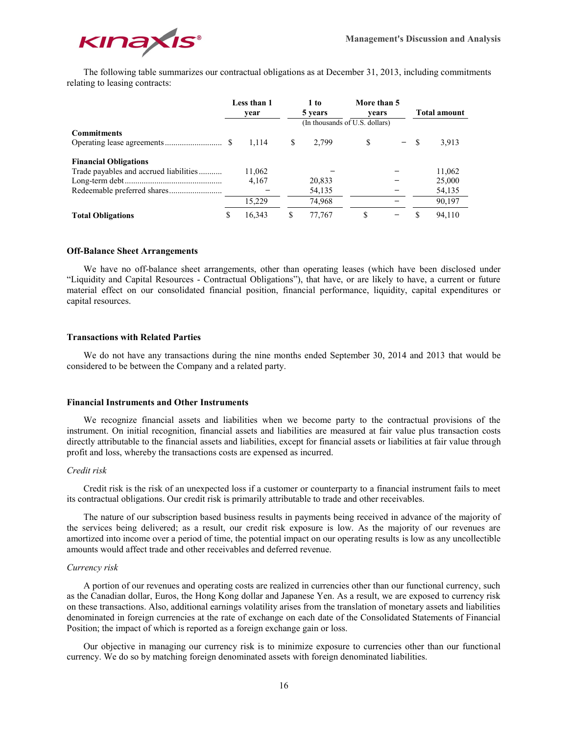The following table summarizes our contractual obligations as at December 31, 2013, including commitments relating to leasing contracts:

| | Less than 1 year | 1 to 5 years | More than 5 years | Total amount |
|---|---|---|---|---|
| | | (In thousands of U.S. dollars) | | |
| **Commitments** | | | | |
| Operating lease agreements | $ 1,114 | $ 2,799 | $ – | $ 3,913 |
| **Financial Obligations** | | | | |
| Trade payables and accrued liabilities | 11,062 | – | – | 11,062 |
| Long-term debt | 4,167 | 20,833 | – | 25,000 |
| Redeemable preferred shares | – | 54,135 | – | 54,135 |
| | 15,229 | 74,968 | – | 90,197 |
| **Total Obligations** | $ 16,343 | $ 77,767 | $ – | $ 94,110 |

### Off-Balance Sheet Arrangements

We have no off-balance sheet arrangements, other than operating leases (which have been disclosed under "Liquidity and Capital Resources - Contractual Obligations"), that have, or are likely to have, a current or future material effect on our consolidated financial position, financial performance, liquidity, capital expenditures or capital resources.

### Transactions with Related Parties

We do not have any transactions during the nine months ended September 30, 2014 and 2013 that would be considered to be between the Company and a related party.

### Financial Instruments and Other Instruments

We recognize financial assets and liabilities when we become party to the contractual provisions of the instrument. On initial recognition, financial assets and liabilities are measured at fair value plus transaction costs directly attributable to the financial assets and liabilities, except for financial assets or liabilities at fair value through profit and loss, whereby the transactions costs are expensed as incurred.

*Credit risk*

Credit risk is the risk of an unexpected loss if a customer or counterparty to a financial instrument fails to meet its contractual obligations. Our credit risk is primarily attributable to trade and other receivables.

The nature of our subscription based business results in payments being received in advance of the majority of the services being delivered; as a result, our credit risk exposure is low. As the majority of our revenues are amortized into income over a period of time, the potential impact on our operating results is low as any uncollectible amounts would affect trade and other receivables and deferred revenue.

*Currency risk*

A portion of our revenues and operating costs are realized in currencies other than our functional currency, such as the Canadian dollar, Euros, the Hong Kong dollar and Japanese Yen. As a result, we are exposed to currency risk on these transactions. Also, additional earnings volatility arises from the translation of monetary assets and liabilities denominated in foreign currencies at the rate of exchange on each date of the Consolidated Statements of Financial Position; the impact of which is reported as a foreign exchange gain or loss.

Our objective in managing our currency risk is to minimize exposure to currencies other than our functional currency. We do so by matching foreign denominated assets with foreign denominated liabilities.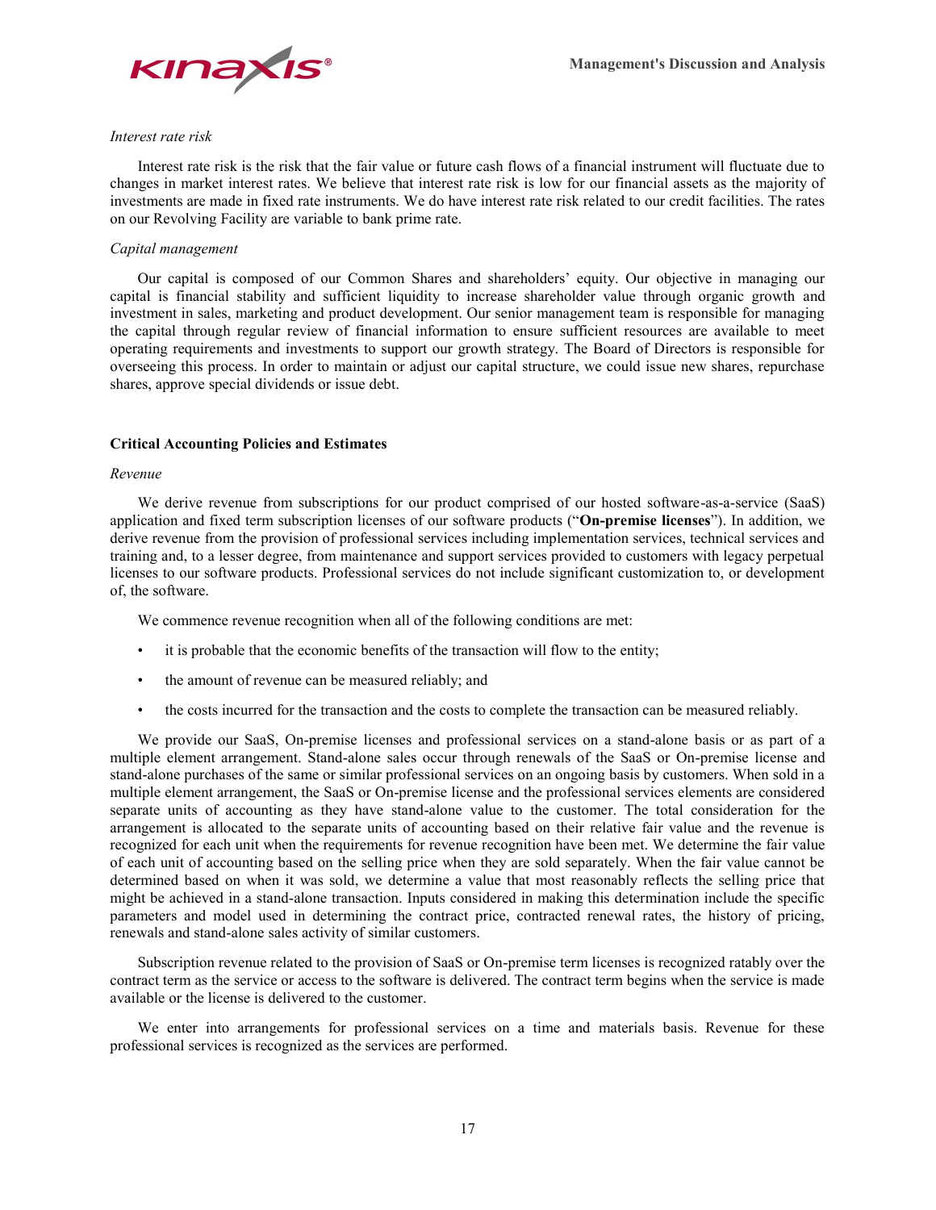*Interest rate risk*

Interest rate risk is the risk that the fair value or future cash flows of a financial instrument will fluctuate due to changes in market interest rates. We believe that interest rate risk is low for our financial assets as the majority of investments are made in fixed rate instruments. We do have interest rate risk related to our credit facilities. The rates on our Revolving Facility are variable to bank prime rate.

*Capital management*

Our capital is composed of our Common Shares and shareholders' equity. Our objective in managing our capital is financial stability and sufficient liquidity to increase shareholder value through organic growth and investment in sales, marketing and product development. Our senior management team is responsible for managing the capital through regular review of financial information to ensure sufficient resources are available to meet operating requirements and investments to support our growth strategy. The Board of Directors is responsible for overseeing this process. In order to maintain or adjust our capital structure, we could issue new shares, repurchase shares, approve special dividends or issue debt.

### Critical Accounting Policies and Estimates

*Revenue*

We derive revenue from subscriptions for our product comprised of our hosted software-as-a-service (SaaS) application and fixed term subscription licenses of our software products ("**On-premise licenses**"). In addition, we derive revenue from the provision of professional services including implementation services, technical services and training and, to a lesser degree, from maintenance and support services provided to customers with legacy perpetual licenses to our software products. Professional services do not include significant customization to, or development of, the software.

We commence revenue recognition when all of the following conditions are met:

- it is probable that the economic benefits of the transaction will flow to the entity;
- the amount of revenue can be measured reliably; and
- the costs incurred for the transaction and the costs to complete the transaction can be measured reliably.

We provide our SaaS, On-premise licenses and professional services on a stand-alone basis or as part of a multiple element arrangement. Stand-alone sales occur through renewals of the SaaS or On-premise license and stand-alone purchases of the same or similar professional services on an ongoing basis by customers. When sold in a multiple element arrangement, the SaaS or On-premise license and the professional services elements are considered separate units of accounting as they have stand-alone value to the customer. The total consideration for the arrangement is allocated to the separate units of accounting based on their relative fair value and the revenue is recognized for each unit when the requirements for revenue recognition have been met. We determine the fair value of each unit of accounting based on the selling price when they are sold separately. When the fair value cannot be determined based on when it was sold, we determine a value that most reasonably reflects the selling price that might be achieved in a stand-alone transaction. Inputs considered in making this determination include the specific parameters and model used in determining the contract price, contracted renewal rates, the history of pricing, renewals and stand-alone sales activity of similar customers.

Subscription revenue related to the provision of SaaS or On-premise term licenses is recognized ratably over the contract term as the service or access to the software is delivered. The contract term begins when the service is made available or the license is delivered to the customer.

We enter into arrangements for professional services on a time and materials basis. Revenue for these professional services is recognized as the services are performed.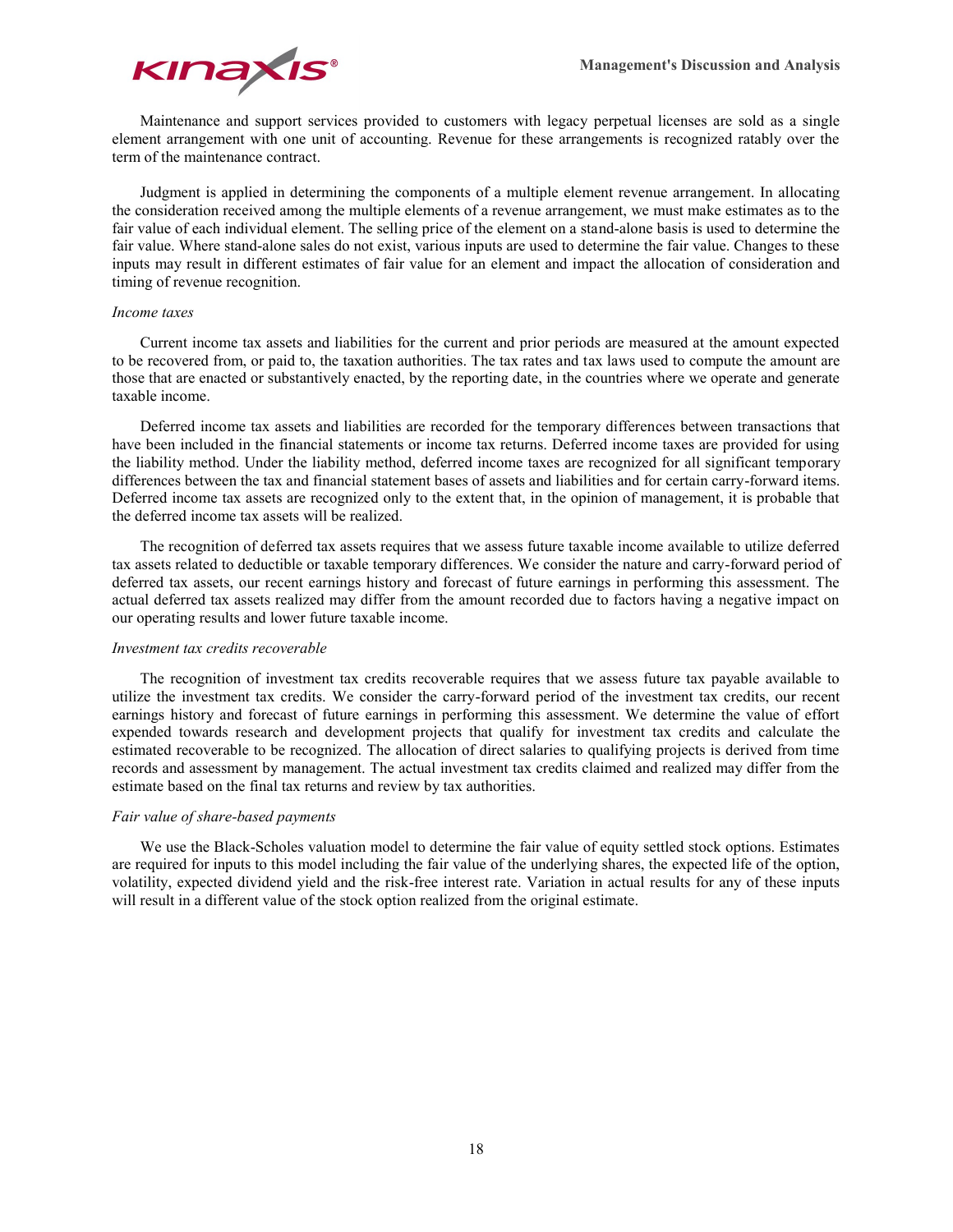Maintenance and support services provided to customers with legacy perpetual licenses are sold as a single element arrangement with one unit of accounting. Revenue for these arrangements is recognized ratably over the term of the maintenance contract.

Judgment is applied in determining the components of a multiple element revenue arrangement. In allocating the consideration received among the multiple elements of a revenue arrangement, we must make estimates as to the fair value of each individual element. The selling price of the element on a stand-alone basis is used to determine the fair value. Where stand-alone sales do not exist, various inputs are used to determine the fair value. Changes to these inputs may result in different estimates of fair value for an element and impact the allocation of consideration and timing of revenue recognition.

*Income taxes*

Current income tax assets and liabilities for the current and prior periods are measured at the amount expected to be recovered from, or paid to, the taxation authorities. The tax rates and tax laws used to compute the amount are those that are enacted or substantively enacted, by the reporting date, in the countries where we operate and generate taxable income.

Deferred income tax assets and liabilities are recorded for the temporary differences between transactions that have been included in the financial statements or income tax returns. Deferred income taxes are provided for using the liability method. Under the liability method, deferred income taxes are recognized for all significant temporary differences between the tax and financial statement bases of assets and liabilities and for certain carry-forward items. Deferred income tax assets are recognized only to the extent that, in the opinion of management, it is probable that the deferred income tax assets will be realized.

The recognition of deferred tax assets requires that we assess future taxable income available to utilize deferred tax assets related to deductible or taxable temporary differences. We consider the nature and carry-forward period of deferred tax assets, our recent earnings history and forecast of future earnings in performing this assessment. The actual deferred tax assets realized may differ from the amount recorded due to factors having a negative impact on our operating results and lower future taxable income.

*Investment tax credits recoverable*

The recognition of investment tax credits recoverable requires that we assess future tax payable available to utilize the investment tax credits. We consider the carry-forward period of the investment tax credits, our recent earnings history and forecast of future earnings in performing this assessment. We determine the value of effort expended towards research and development projects that qualify for investment tax credits and calculate the estimated recoverable to be recognized. The allocation of direct salaries to qualifying projects is derived from time records and assessment by management. The actual investment tax credits claimed and realized may differ from the estimate based on the final tax returns and review by tax authorities.

*Fair value of share-based payments*

We use the Black-Scholes valuation model to determine the fair value of equity settled stock options. Estimates are required for inputs to this model including the fair value of the underlying shares, the expected life of the option, volatility, expected dividend yield and the risk-free interest rate. Variation in actual results for any of these inputs will result in a different value of the stock option realized from the original estimate.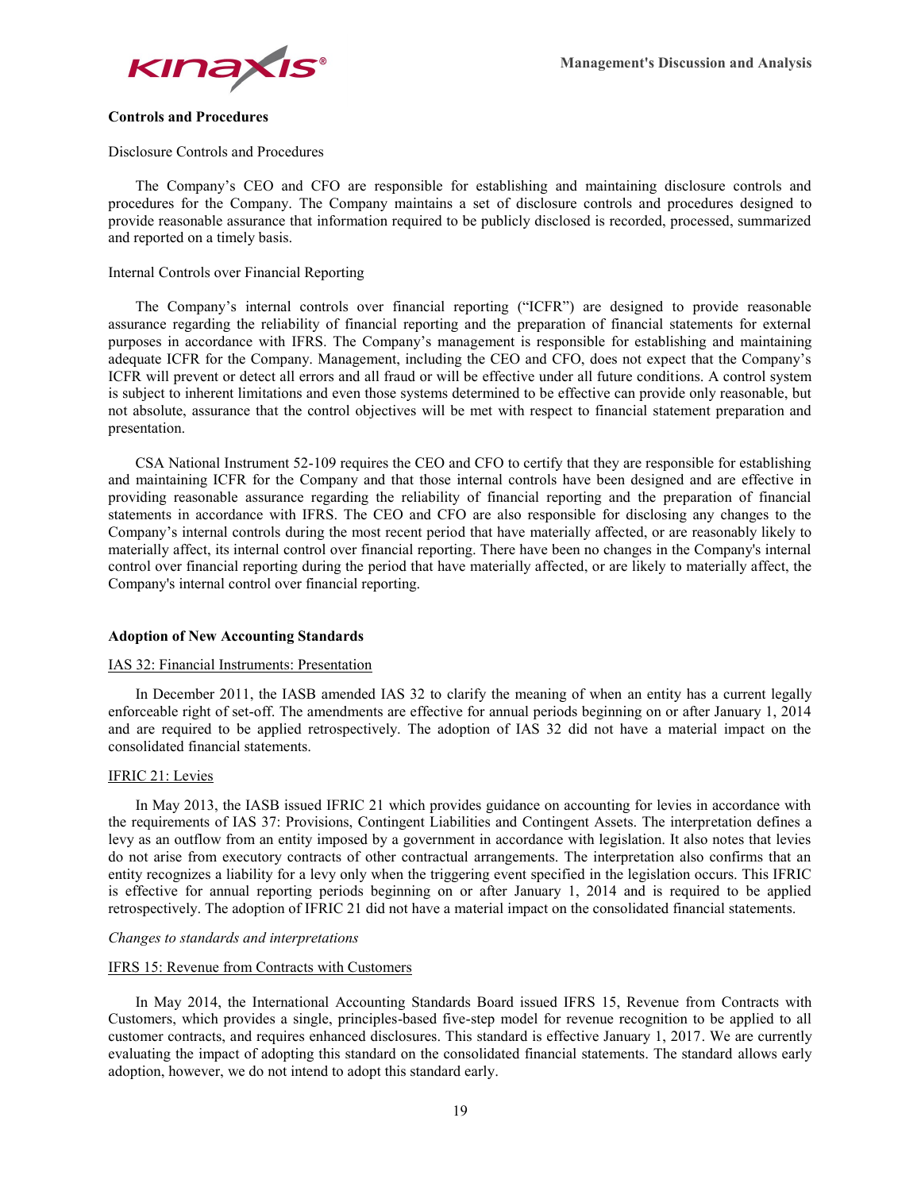## Controls and Procedures

Disclosure Controls and Procedures

The Company's CEO and CFO are responsible for establishing and maintaining disclosure controls and procedures for the Company. The Company maintains a set of disclosure controls and procedures designed to provide reasonable assurance that information required to be publicly disclosed is recorded, processed, summarized and reported on a timely basis.

Internal Controls over Financial Reporting

The Company's internal controls over financial reporting ("ICFR") are designed to provide reasonable assurance regarding the reliability of financial reporting and the preparation of financial statements for external purposes in accordance with IFRS. The Company's management is responsible for establishing and maintaining adequate ICFR for the Company. Management, including the CEO and CFO, does not expect that the Company's ICFR will prevent or detect all errors and all fraud or will be effective under all future conditions. A control system is subject to inherent limitations and even those systems determined to be effective can provide only reasonable, but not absolute, assurance that the control objectives will be met with respect to financial statement preparation and presentation.

CSA National Instrument 52-109 requires the CEO and CFO to certify that they are responsible for establishing and maintaining ICFR for the Company and that those internal controls have been designed and are effective in providing reasonable assurance regarding the reliability of financial reporting and the preparation of financial statements in accordance with IFRS. The CEO and CFO are also responsible for disclosing any changes to the Company's internal controls during the most recent period that have materially affected, or are reasonably likely to materially affect, its internal control over financial reporting. There have been no changes in the Company's internal control over financial reporting during the period that have materially affected, or are likely to materially affect, the Company's internal control over financial reporting.

## Adoption of New Accounting Standards

IAS 32: Financial Instruments: Presentation

In December 2011, the IASB amended IAS 32 to clarify the meaning of when an entity has a current legally enforceable right of set-off. The amendments are effective for annual periods beginning on or after January 1, 2014 and are required to be applied retrospectively. The adoption of IAS 32 did not have a material impact on the consolidated financial statements.

IFRIC 21: Levies

In May 2013, the IASB issued IFRIC 21 which provides guidance on accounting for levies in accordance with the requirements of IAS 37: Provisions, Contingent Liabilities and Contingent Assets. The interpretation defines a levy as an outflow from an entity imposed by a government in accordance with legislation. It also notes that levies do not arise from executory contracts of other contractual arrangements. The interpretation also confirms that an entity recognizes a liability for a levy only when the triggering event specified in the legislation occurs. This IFRIC is effective for annual reporting periods beginning on or after January 1, 2014 and is required to be applied retrospectively. The adoption of IFRIC 21 did not have a material impact on the consolidated financial statements.

*Changes to standards and interpretations*

IFRS 15: Revenue from Contracts with Customers

In May 2014, the International Accounting Standards Board issued IFRS 15, Revenue from Contracts with Customers, which provides a single, principles-based five-step model for revenue recognition to be applied to all customer contracts, and requires enhanced disclosures. This standard is effective January 1, 2017. We are currently evaluating the impact of adopting this standard on the consolidated financial statements. The standard allows early adoption, however, we do not intend to adopt this standard early.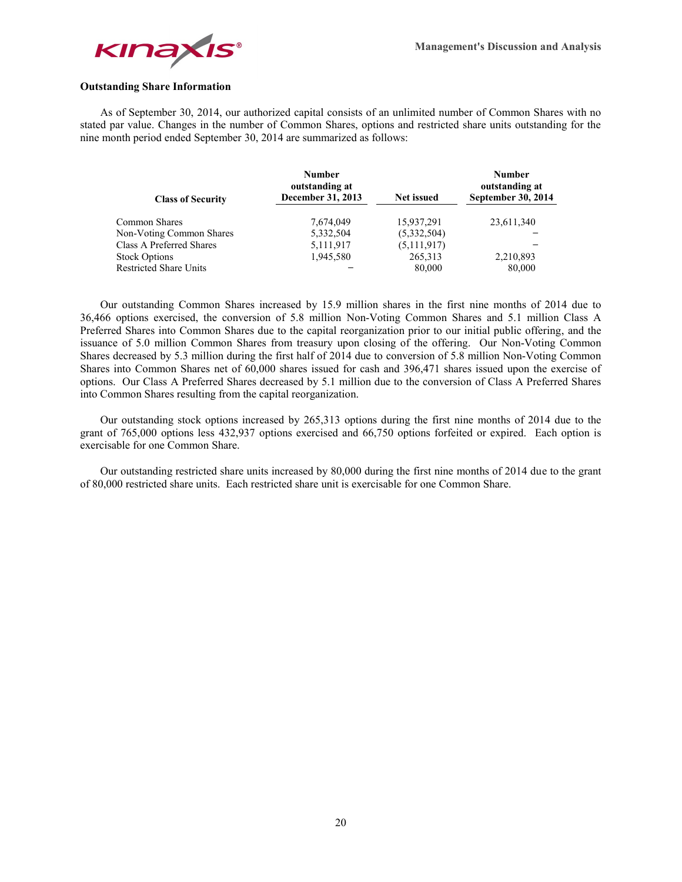### Outstanding Share Information

As of September 30, 2014, our authorized capital consists of an unlimited number of Common Shares with no stated par value. Changes in the number of Common Shares, options and restricted share units outstanding for the nine month period ended September 30, 2014 are summarized as follows:

| Class of Security | Number outstanding at December 31, 2013 | Net issued | Number outstanding at September 30, 2014 |
|---|---|---|---|
| Common Shares | 7,674,049 | 15,937,291 | 23,611,340 |
| Non-Voting Common Shares | 5,332,504 | (5,332,504) | – |
| Class A Preferred Shares | 5,111,917 | (5,111,917) | – |
| Stock Options | 1,945,580 | 265,313 | 2,210,893 |
| Restricted Share Units | – | 80,000 | 80,000 |

Our outstanding Common Shares increased by 15.9 million shares in the first nine months of 2014 due to 36,466 options exercised, the conversion of 5.8 million Non-Voting Common Shares and 5.1 million Class A Preferred Shares into Common Shares due to the capital reorganization prior to our initial public offering, and the issuance of 5.0 million Common Shares from treasury upon closing of the offering. Our Non-Voting Common Shares decreased by 5.3 million during the first half of 2014 due to conversion of 5.8 million Non-Voting Common Shares into Common Shares net of 60,000 shares issued for cash and 396,471 shares issued upon the exercise of options. Our Class A Preferred Shares decreased by 5.1 million due to the conversion of Class A Preferred Shares into Common Shares resulting from the capital reorganization.

Our outstanding stock options increased by 265,313 options during the first nine months of 2014 due to the grant of 765,000 options less 432,937 options exercised and 66,750 options forfeited or expired. Each option is exercisable for one Common Share.

Our outstanding restricted share units increased by 80,000 during the first nine months of 2014 due to the grant of 80,000 restricted share units. Each restricted share unit is exercisable for one Common Share.